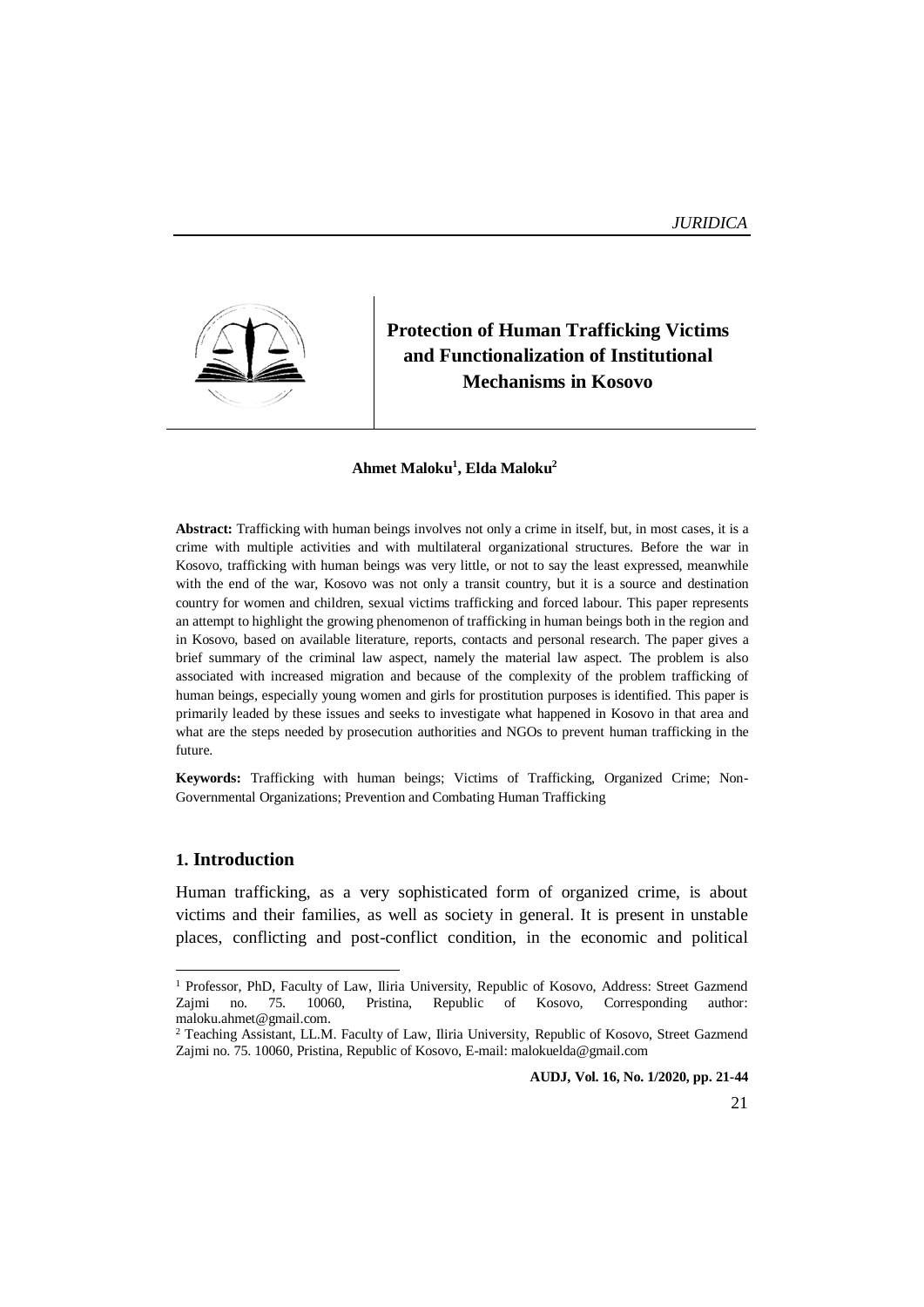# Protection of Human Trafficking Victims and Functionalization of Institutional Mechanisms in Kosovo

**Ahmet Maloku[1], Elda Maloku[2]**

**Abstract:** Trafficking with human beings involves not only a crime in itself, but, in most cases, it is a crime with multiple activities and with multilateral organizational structures. Before the war in Kosovo, trafficking with human beings was very little, or not to say the least expressed, meanwhile with the end of the war, Kosovo was not only a transit country, but it is a source and destination country for women and children, sexual victims trafficking and forced labour. This paper represents an attempt to highlight the growing phenomenon of trafficking in human beings both in the region and in Kosovo, based on available literature, reports, contacts and personal research. The paper gives a brief summary of the criminal law aspect, namely the material law aspect. The problem is also associated with increased migration and because of the complexity of the problem trafficking of human beings, especially young women and girls for prostitution purposes is identified. This paper is primarily leaded by these issues and seeks to investigate what happened in Kosovo in that area and what are the steps needed by prosecution authorities and NGOs to prevent human trafficking in the future.

**Keywords:** Trafficking with human beings; Victims of Trafficking, Organized Crime; Non-Governmental Organizations; Prevention and Combating Human Trafficking

## 1. Introduction

Human trafficking, as a very sophisticated form of organized crime, is about victims and their families, as well as society in general. It is present in unstable places, conflicting and post-conflict condition, in the economic and political

---

[1] Professor, PhD, Faculty of Law, Iliria University, Republic of Kosovo, Address: Street Gazmend Zajmi no. 75. 10060, Pristina, Republic of Kosovo, Corresponding author: maloku.ahmet@gmail.com.

[2] Teaching Assistant, LL.M. Faculty of Law, Iliria University, Republic of Kosovo, Street Gazmend Zajmi no. 75. 10060, Pristina, Republic of Kosovo, E-mail: malokuelda@gmail.com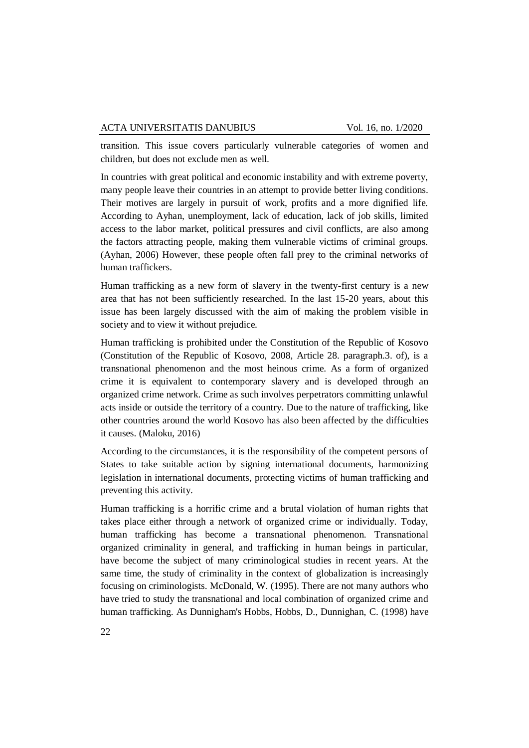transition. This issue covers particularly vulnerable categories of women and children, but does not exclude men as well.

In countries with great political and economic instability and with extreme poverty, many people leave their countries in an attempt to provide better living conditions. Their motives are largely in pursuit of work, profits and a more dignified life. According to Ayhan, unemployment, lack of education, lack of job skills, limited access to the labor market, political pressures and civil conflicts, are also among the factors attracting people, making them vulnerable victims of criminal groups. (Ayhan, 2006) However, these people often fall prey to the criminal networks of human traffickers.

Human trafficking as a new form of slavery in the twenty-first century is a new area that has not been sufficiently researched. In the last 15-20 years, about this issue has been largely discussed with the aim of making the problem visible in society and to view it without prejudice.

Human trafficking is prohibited under the Constitution of the Republic of Kosovo (Constitution of the Republic of Kosovo, 2008, Article 28. paragraph.3. of), is a transnational phenomenon and the most heinous crime. As a form of organized crime it is equivalent to contemporary slavery and is developed through an organized crime network. Crime as such involves perpetrators committing unlawful acts inside or outside the territory of a country. Due to the nature of trafficking, like other countries around the world Kosovo has also been affected by the difficulties it causes. (Maloku, 2016)

According to the circumstances, it is the responsibility of the competent persons of States to take suitable action by signing international documents, harmonizing legislation in international documents, protecting victims of human trafficking and preventing this activity.

Human trafficking is a horrific crime and a brutal violation of human rights that takes place either through a network of organized crime or individually. Today, human trafficking has become a transnational phenomenon. Transnational organized criminality in general, and trafficking in human beings in particular, have become the subject of many criminological studies in recent years. At the same time, the study of criminality in the context of globalization is increasingly focusing on criminologists. McDonald, W. (1995). There are not many authors who have tried to study the transnational and local combination of organized crime and human trafficking. As Dunnigham's Hobbs, Hobbs, D., Dunnighan, C. (1998) have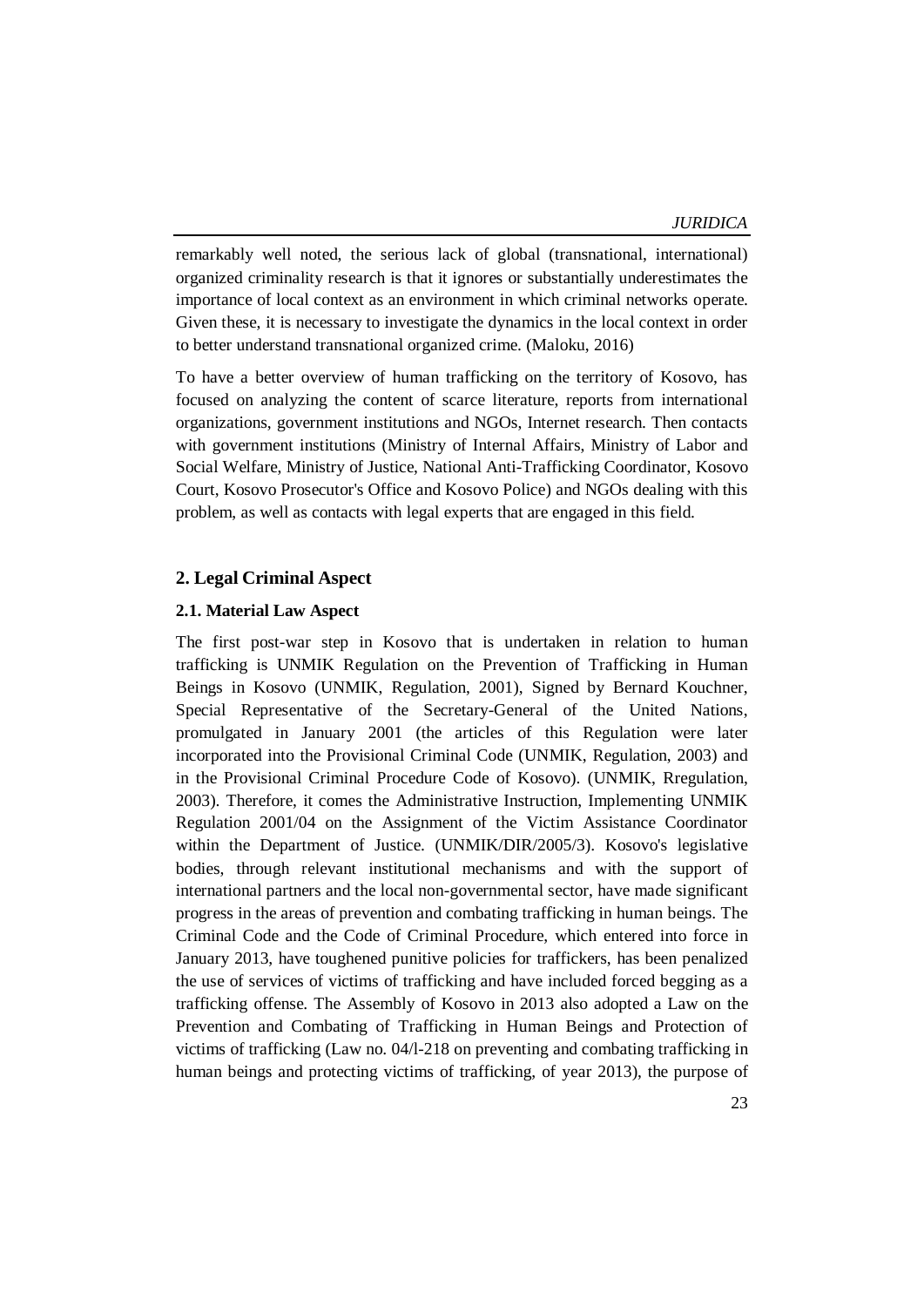remarkably well noted, the serious lack of global (transnational, international) organized criminality research is that it ignores or substantially underestimates the importance of local context as an environment in which criminal networks operate. Given these, it is necessary to investigate the dynamics in the local context in order to better understand transnational organized crime. (Maloku, 2016)

To have a better overview of human trafficking on the territory of Kosovo, has focused on analyzing the content of scarce literature, reports from international organizations, government institutions and NGOs, Internet research. Then contacts with government institutions (Ministry of Internal Affairs, Ministry of Labor and Social Welfare, Ministry of Justice, National Anti-Trafficking Coordinator, Kosovo Court, Kosovo Prosecutor's Office and Kosovo Police) and NGOs dealing with this problem, as well as contacts with legal experts that are engaged in this field.

## 2. Legal Criminal Aspect

### 2.1. Material Law Aspect

The first post-war step in Kosovo that is undertaken in relation to human trafficking is UNMIK Regulation on the Prevention of Trafficking in Human Beings in Kosovo (UNMIK, Regulation, 2001), Signed by Bernard Kouchner, Special Representative of the Secretary-General of the United Nations, promulgated in January 2001 (the articles of this Regulation were later incorporated into the Provisional Criminal Code (UNMIK, Regulation, 2003) and in the Provisional Criminal Procedure Code of Kosovo). (UNMIK, Rregulation, 2003). Therefore, it comes the Administrative Instruction, Implementing UNMIK Regulation 2001/04 on the Assignment of the Victim Assistance Coordinator within the Department of Justice. (UNMIK/DIR/2005/3). Kosovo's legislative bodies, through relevant institutional mechanisms and with the support of international partners and the local non-governmental sector, have made significant progress in the areas of prevention and combating trafficking in human beings. The Criminal Code and the Code of Criminal Procedure, which entered into force in January 2013, have toughened punitive policies for traffickers, has been penalized the use of services of victims of trafficking and have included forced begging as a trafficking offense. The Assembly of Kosovo in 2013 also adopted a Law on the Prevention and Combating of Trafficking in Human Beings and Protection of victims of trafficking (Law no. 04/l-218 on preventing and combating trafficking in human beings and protecting victims of trafficking, of year 2013), the purpose of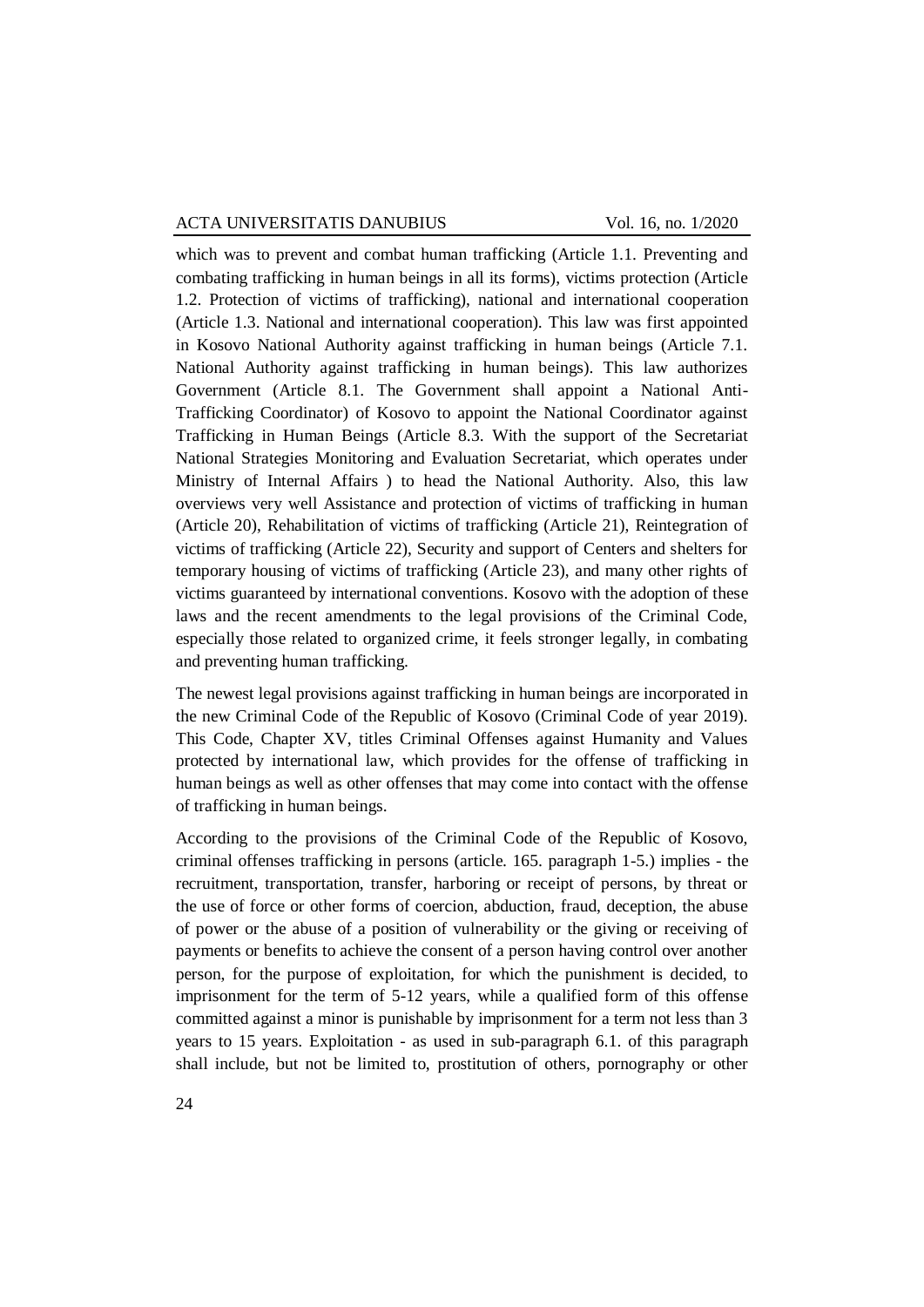which was to prevent and combat human trafficking (Article 1.1. Preventing and combating trafficking in human beings in all its forms), victims protection (Article 1.2. Protection of victims of trafficking), national and international cooperation (Article 1.3. National and international cooperation). This law was first appointed in Kosovo National Authority against trafficking in human beings (Article 7.1. National Authority against trafficking in human beings). This law authorizes Government (Article 8.1. The Government shall appoint a National Anti-Trafficking Coordinator) of Kosovo to appoint the National Coordinator against Trafficking in Human Beings (Article 8.3. With the support of the Secretariat National Strategies Monitoring and Evaluation Secretariat, which operates under Ministry of Internal Affairs ) to head the National Authority. Also, this law overviews very well Assistance and protection of victims of trafficking in human (Article 20), Rehabilitation of victims of trafficking (Article 21), Reintegration of victims of trafficking (Article 22), Security and support of Centers and shelters for temporary housing of victims of trafficking (Article 23), and many other rights of victims guaranteed by international conventions. Kosovo with the adoption of these laws and the recent amendments to the legal provisions of the Criminal Code, especially those related to organized crime, it feels stronger legally, in combating and preventing human trafficking.

The newest legal provisions against trafficking in human beings are incorporated in the new Criminal Code of the Republic of Kosovo (Criminal Code of year 2019). This Code, Chapter XV, titles Criminal Offenses against Humanity and Values protected by international law, which provides for the offense of trafficking in human beings as well as other offenses that may come into contact with the offense of trafficking in human beings.

According to the provisions of the Criminal Code of the Republic of Kosovo, criminal offenses trafficking in persons (article. 165. paragraph 1-5.) implies - the recruitment, transportation, transfer, harboring or receipt of persons, by threat or the use of force or other forms of coercion, abduction, fraud, deception, the abuse of power or the abuse of a position of vulnerability or the giving or receiving of payments or benefits to achieve the consent of a person having control over another person, for the purpose of exploitation, for which the punishment is decided, to imprisonment for the term of 5-12 years, while a qualified form of this offense committed against a minor is punishable by imprisonment for a term not less than 3 years to 15 years. Exploitation - as used in sub-paragraph 6.1. of this paragraph shall include, but not be limited to, prostitution of others, pornography or other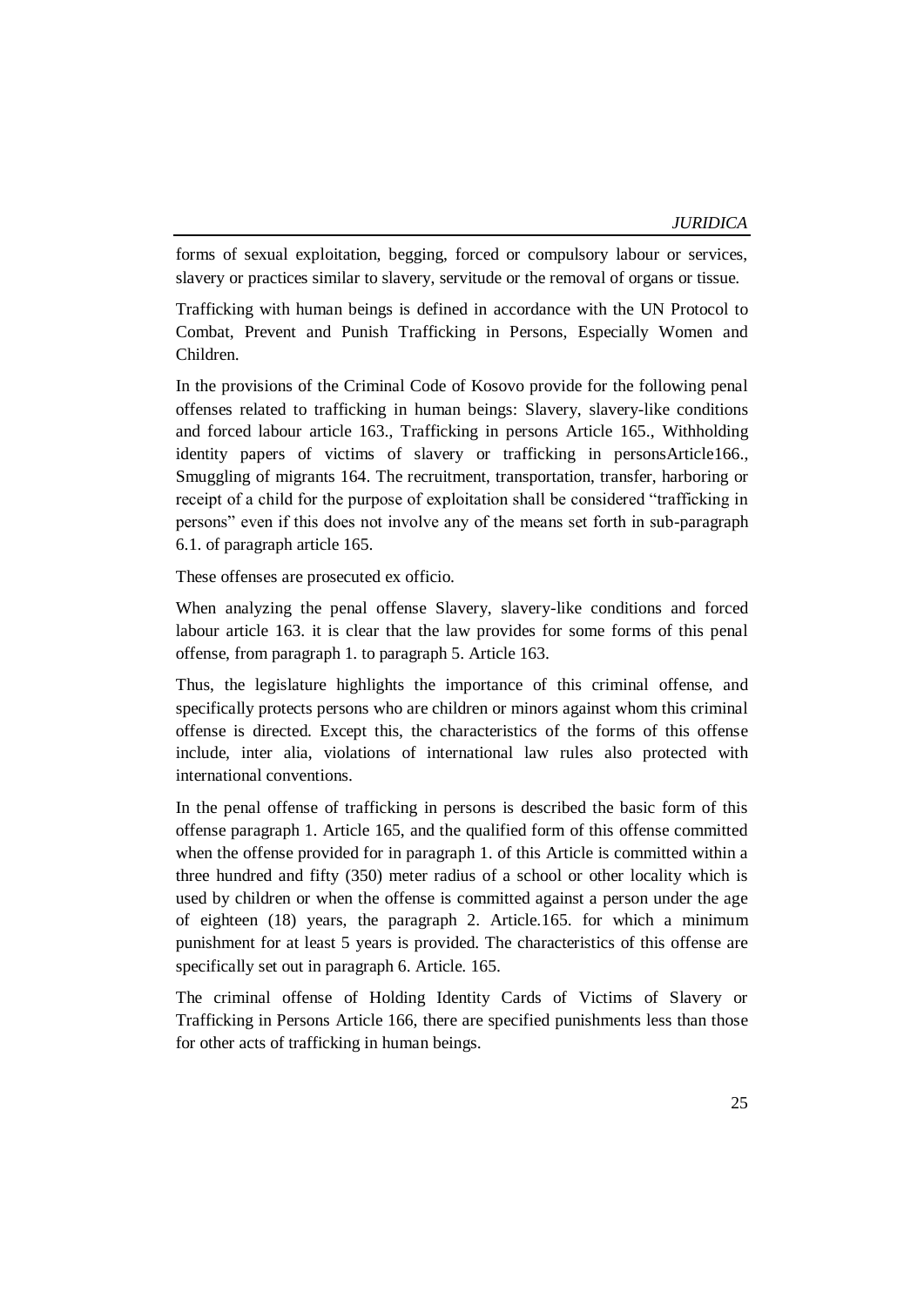forms of sexual exploitation, begging, forced or compulsory labour or services, slavery or practices similar to slavery, servitude or the removal of organs or tissue.

Trafficking with human beings is defined in accordance with the UN Protocol to Combat, Prevent and Punish Trafficking in Persons, Especially Women and Children.

In the provisions of the Criminal Code of Kosovo provide for the following penal offenses related to trafficking in human beings: Slavery, slavery-like conditions and forced labour article 163., Trafficking in persons Article 165., Withholding identity papers of victims of slavery or trafficking in personsArticle166., Smuggling of migrants 164. The recruitment, transportation, transfer, harboring or receipt of a child for the purpose of exploitation shall be considered "trafficking in persons" even if this does not involve any of the means set forth in sub-paragraph 6.1. of paragraph article 165.

These offenses are prosecuted ex officio.

When analyzing the penal offense Slavery, slavery-like conditions and forced labour article 163. it is clear that the law provides for some forms of this penal offense, from paragraph 1. to paragraph 5. Article 163.

Thus, the legislature highlights the importance of this criminal offense, and specifically protects persons who are children or minors against whom this criminal offense is directed. Except this, the characteristics of the forms of this offense include, inter alia, violations of international law rules also protected with international conventions.

In the penal offense of trafficking in persons is described the basic form of this offense paragraph 1. Article 165, and the qualified form of this offense committed when the offense provided for in paragraph 1. of this Article is committed within a three hundred and fifty (350) meter radius of a school or other locality which is used by children or when the offense is committed against a person under the age of eighteen (18) years, the paragraph 2. Article.165. for which a minimum punishment for at least 5 years is provided. The characteristics of this offense are specifically set out in paragraph 6. Article. 165.

The criminal offense of Holding Identity Cards of Victims of Slavery or Trafficking in Persons Article 166, there are specified punishments less than those for other acts of trafficking in human beings.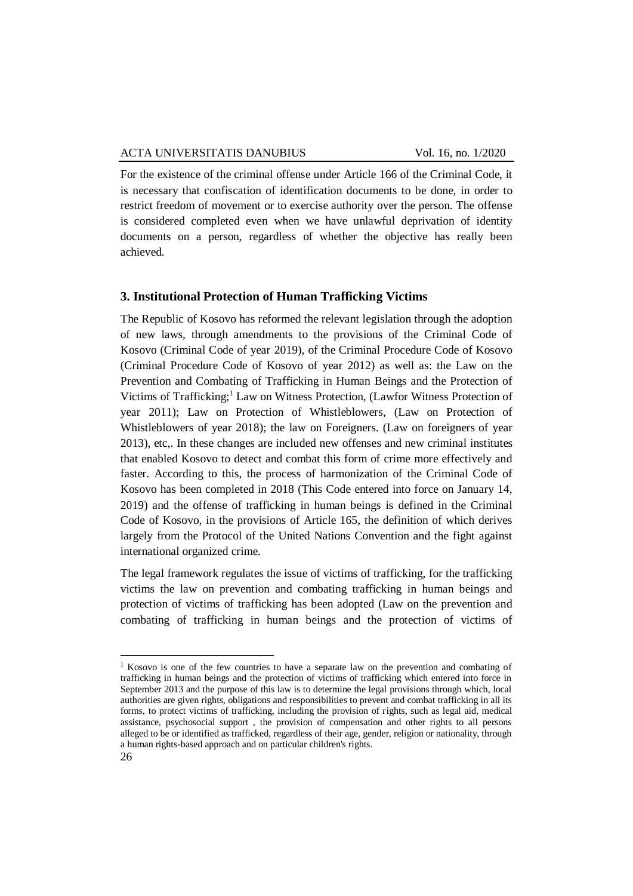For the existence of the criminal offense under Article 166 of the Criminal Code, it is necessary that confiscation of identification documents to be done, in order to restrict freedom of movement or to exercise authority over the person. The offense is considered completed even when we have unlawful deprivation of identity documents on a person, regardless of whether the objective has really been achieved.

## 3. Institutional Protection of Human Trafficking Victims

The Republic of Kosovo has reformed the relevant legislation through the adoption of new laws, through amendments to the provisions of the Criminal Code of Kosovo (Criminal Code of year 2019), of the Criminal Procedure Code of Kosovo (Criminal Procedure Code of Kosovo of year 2012) as well as: the Law on the Prevention and Combating of Trafficking in Human Beings and the Protection of Victims of Trafficking;[1] Law on Witness Protection, (Lawfor Witness Protection of year 2011); Law on Protection of Whistleblowers, (Law on Protection of Whistleblowers of year 2018); the law on Foreigners. (Law on foreigners of year 2013), etc,. In these changes are included new offenses and new criminal institutes that enabled Kosovo to detect and combat this form of crime more effectively and faster. According to this, the process of harmonization of the Criminal Code of Kosovo has been completed in 2018 (This Code entered into force on January 14, 2019) and the offense of trafficking in human beings is defined in the Criminal Code of Kosovo, in the provisions of Article 165, the definition of which derives largely from the Protocol of the United Nations Convention and the fight against international organized crime.

The legal framework regulates the issue of victims of trafficking, for the trafficking victims the law on prevention and combating trafficking in human beings and protection of victims of trafficking has been adopted (Law on the prevention and combating of trafficking in human beings and the protection of victims of

---

[1] Kosovo is one of the few countries to have a separate law on the prevention and combating of trafficking in human beings and the protection of victims of trafficking which entered into force in September 2013 and the purpose of this law is to determine the legal provisions through which, local authorities are given rights, obligations and responsibilities to prevent and combat trafficking in all its forms, to protect victims of trafficking, including the provision of rights, such as legal aid, medical assistance, psychosocial support , the provision of compensation and other rights to all persons alleged to be or identified as trafficked, regardless of their age, gender, religion or nationality, through a human rights-based approach and on particular children's rights.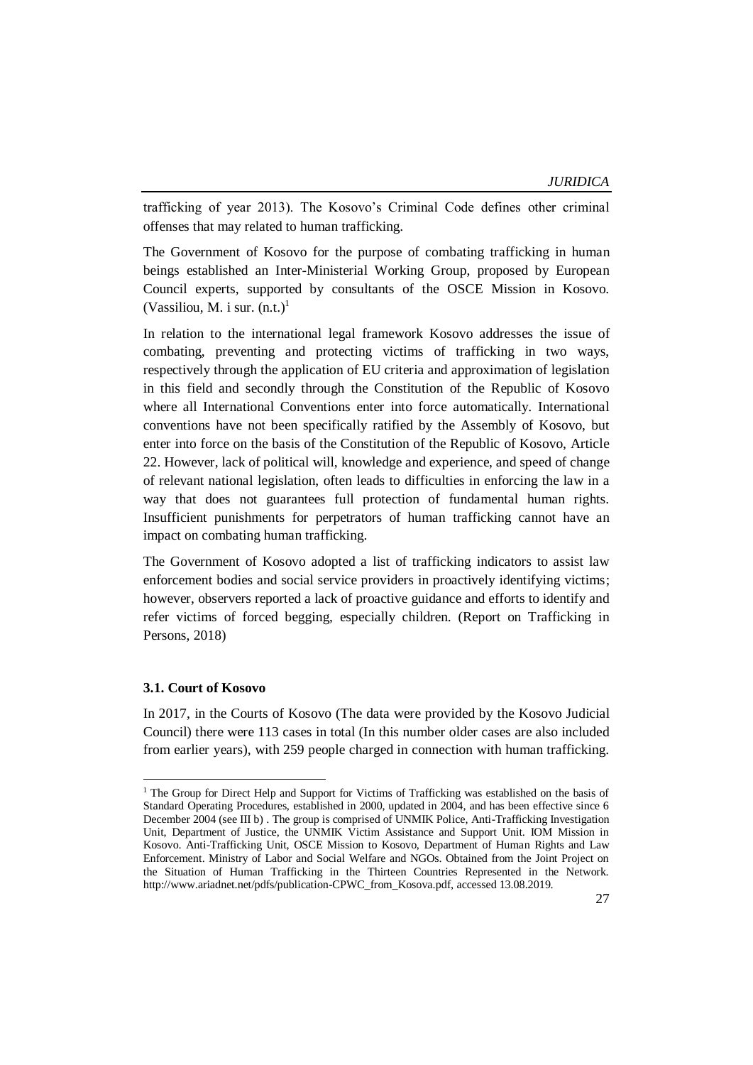trafficking of year 2013). The Kosovo's Criminal Code defines other criminal offenses that may related to human trafficking.

The Government of Kosovo for the purpose of combating trafficking in human beings established an Inter-Ministerial Working Group, proposed by European Council experts, supported by consultants of the OSCE Mission in Kosovo. (Vassiliou, M. i sur. (n.t.)[1]

In relation to the international legal framework Kosovo addresses the issue of combating, preventing and protecting victims of trafficking in two ways, respectively through the application of EU criteria and approximation of legislation in this field and secondly through the Constitution of the Republic of Kosovo where all International Conventions enter into force automatically. International conventions have not been specifically ratified by the Assembly of Kosovo, but enter into force on the basis of the Constitution of the Republic of Kosovo, Article 22. However, lack of political will, knowledge and experience, and speed of change of relevant national legislation, often leads to difficulties in enforcing the law in a way that does not guarantees full protection of fundamental human rights. Insufficient punishments for perpetrators of human trafficking cannot have an impact on combating human trafficking.

The Government of Kosovo adopted a list of trafficking indicators to assist law enforcement bodies and social service providers in proactively identifying victims; however, observers reported a lack of proactive guidance and efforts to identify and refer victims of forced begging, especially children. (Report on Trafficking in Persons, 2018)

### 3.1. Court of Kosovo

In 2017, in the Courts of Kosovo (The data were provided by the Kosovo Judicial Council) there were 113 cases in total (In this number older cases are also included from earlier years), with 259 people charged in connection with human trafficking.

---

[1] The Group for Direct Help and Support for Victims of Trafficking was established on the basis of Standard Operating Procedures, established in 2000, updated in 2004, and has been effective since 6 December 2004 (see III b) . The group is comprised of UNMIK Police, Anti-Trafficking Investigation Unit, Department of Justice, the UNMIK Victim Assistance and Support Unit. IOM Mission in Kosovo. Anti-Trafficking Unit, OSCE Mission to Kosovo, Department of Human Rights and Law Enforcement. Ministry of Labor and Social Welfare and NGOs. Obtained from the Joint Project on the Situation of Human Trafficking in the Thirteen Countries Represented in the Network. http://www.ariadnet.net/pdfs/publication-CPWC_from_Kosova.pdf, accessed 13.08.2019.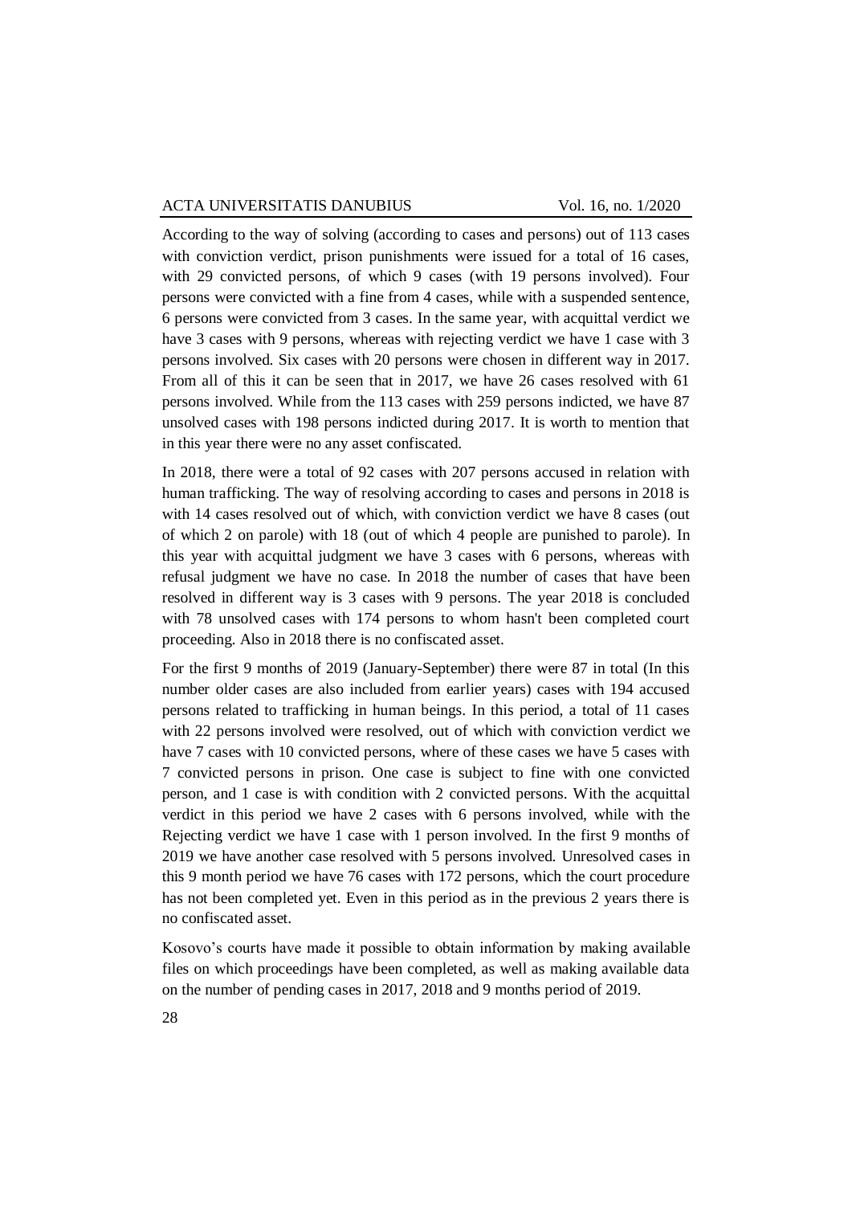According to the way of solving (according to cases and persons) out of 113 cases with conviction verdict, prison punishments were issued for a total of 16 cases, with 29 convicted persons, of which 9 cases (with 19 persons involved). Four persons were convicted with a fine from 4 cases, while with a suspended sentence, 6 persons were convicted from 3 cases. In the same year, with acquittal verdict we have 3 cases with 9 persons, whereas with rejecting verdict we have 1 case with 3 persons involved. Six cases with 20 persons were chosen in different way in 2017. From all of this it can be seen that in 2017, we have 26 cases resolved with 61 persons involved. While from the 113 cases with 259 persons indicted, we have 87 unsolved cases with 198 persons indicted during 2017. It is worth to mention that in this year there were no any asset confiscated.

In 2018, there were a total of 92 cases with 207 persons accused in relation with human trafficking. The way of resolving according to cases and persons in 2018 is with 14 cases resolved out of which, with conviction verdict we have 8 cases (out of which 2 on parole) with 18 (out of which 4 people are punished to parole). In this year with acquittal judgment we have 3 cases with 6 persons, whereas with refusal judgment we have no case. In 2018 the number of cases that have been resolved in different way is 3 cases with 9 persons. The year 2018 is concluded with 78 unsolved cases with 174 persons to whom hasn't been completed court proceeding. Also in 2018 there is no confiscated asset.

For the first 9 months of 2019 (January-September) there were 87 in total (In this number older cases are also included from earlier years) cases with 194 accused persons related to trafficking in human beings. In this period, a total of 11 cases with 22 persons involved were resolved, out of which with conviction verdict we have 7 cases with 10 convicted persons, where of these cases we have 5 cases with 7 convicted persons in prison. One case is subject to fine with one convicted person, and 1 case is with condition with 2 convicted persons. With the acquittal verdict in this period we have 2 cases with 6 persons involved, while with the Rejecting verdict we have 1 case with 1 person involved. In the first 9 months of 2019 we have another case resolved with 5 persons involved. Unresolved cases in this 9 month period we have 76 cases with 172 persons, which the court procedure has not been completed yet. Even in this period as in the previous 2 years there is no confiscated asset.

Kosovo's courts have made it possible to obtain information by making available files on which proceedings have been completed, as well as making available data on the number of pending cases in 2017, 2018 and 9 months period of 2019.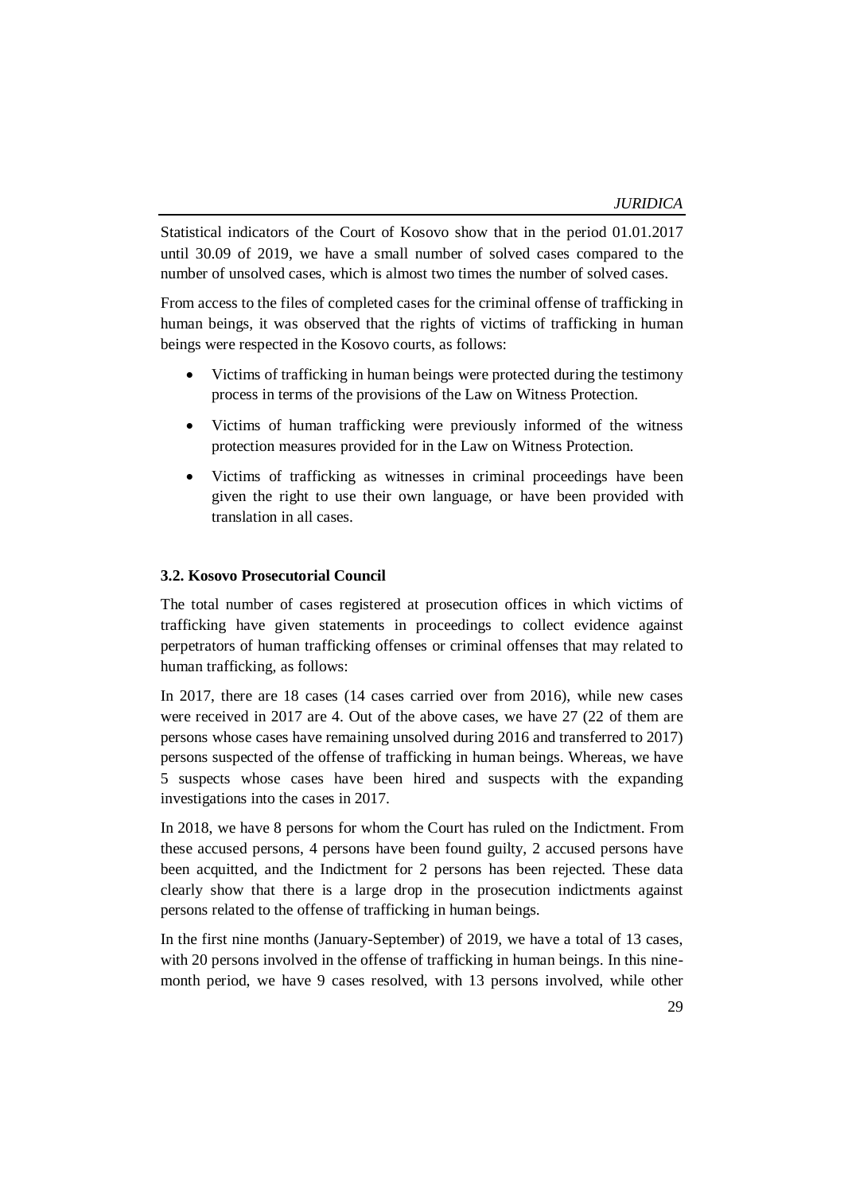Statistical indicators of the Court of Kosovo show that in the period 01.01.2017 until 30.09 of 2019, we have a small number of solved cases compared to the number of unsolved cases, which is almost two times the number of solved cases.

From access to the files of completed cases for the criminal offense of trafficking in human beings, it was observed that the rights of victims of trafficking in human beings were respected in the Kosovo courts, as follows:

- Victims of trafficking in human beings were protected during the testimony process in terms of the provisions of the Law on Witness Protection.
- Victims of human trafficking were previously informed of the witness protection measures provided for in the Law on Witness Protection.
- Victims of trafficking as witnesses in criminal proceedings have been given the right to use their own language, or have been provided with translation in all cases.

### 3.2. Kosovo Prosecutorial Council

The total number of cases registered at prosecution offices in which victims of trafficking have given statements in proceedings to collect evidence against perpetrators of human trafficking offenses or criminal offenses that may related to human trafficking, as follows:

In 2017, there are 18 cases (14 cases carried over from 2016), while new cases were received in 2017 are 4. Out of the above cases, we have 27 (22 of them are persons whose cases have remaining unsolved during 2016 and transferred to 2017) persons suspected of the offense of trafficking in human beings. Whereas, we have 5 suspects whose cases have been hired and suspects with the expanding investigations into the cases in 2017.

In 2018, we have 8 persons for whom the Court has ruled on the Indictment. From these accused persons, 4 persons have been found guilty, 2 accused persons have been acquitted, and the Indictment for 2 persons has been rejected. These data clearly show that there is a large drop in the prosecution indictments against persons related to the offense of trafficking in human beings.

In the first nine months (January-September) of 2019, we have a total of 13 cases, with 20 persons involved in the offense of trafficking in human beings. In this nine-month period, we have 9 cases resolved, with 13 persons involved, while other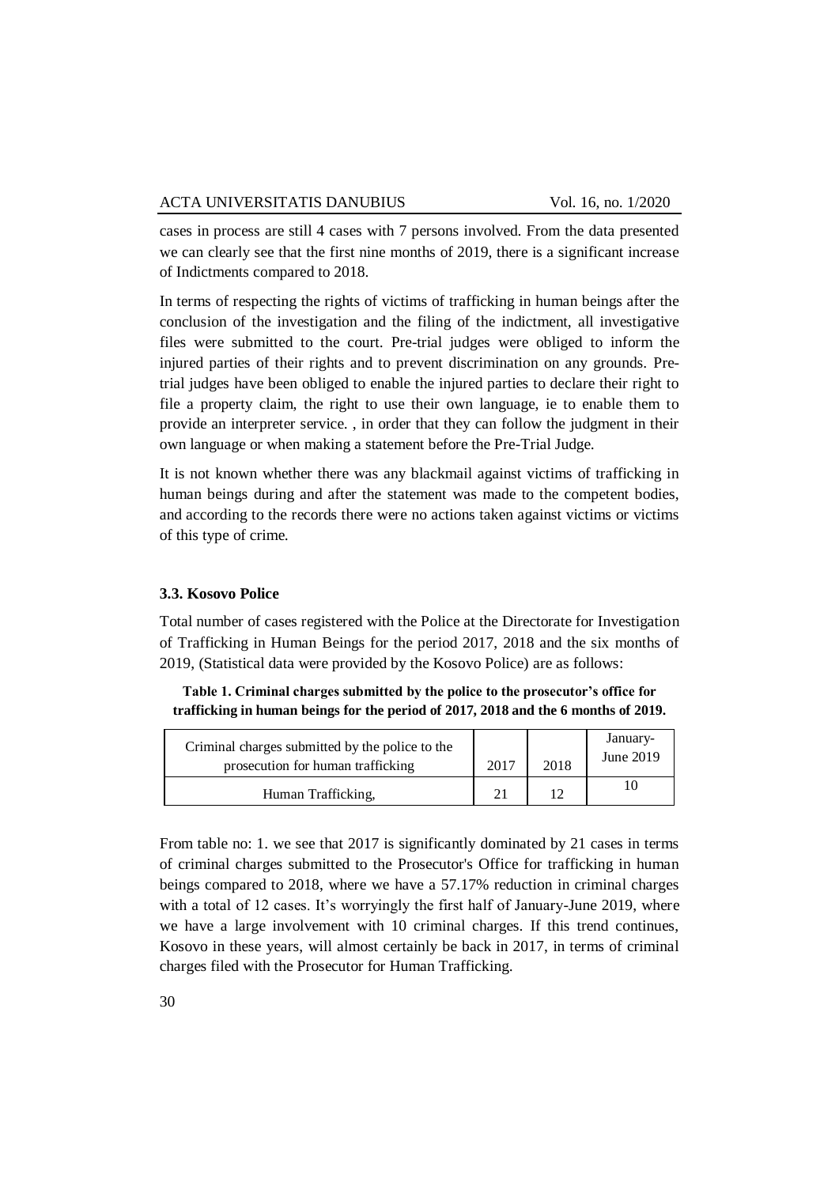cases in process are still 4 cases with 7 persons involved. From the data presented we can clearly see that the first nine months of 2019, there is a significant increase of Indictments compared to 2018.

In terms of respecting the rights of victims of trafficking in human beings after the conclusion of the investigation and the filing of the indictment, all investigative files were submitted to the court. Pre-trial judges were obliged to inform the injured parties of their rights and to prevent discrimination on any grounds. Pre-trial judges have been obliged to enable the injured parties to declare their right to file a property claim, the right to use their own language, ie to enable them to provide an interpreter service. , in order that they can follow the judgment in their own language or when making a statement before the Pre-Trial Judge.

It is not known whether there was any blackmail against victims of trafficking in human beings during and after the statement was made to the competent bodies, and according to the records there were no actions taken against victims or victims of this type of crime.

### 3.3. Kosovo Police

Total number of cases registered with the Police at the Directorate for Investigation of Trafficking in Human Beings for the period 2017, 2018 and the six months of 2019, (Statistical data were provided by the Kosovo Police) are as follows:

**Table 1. Criminal charges submitted by the police to the prosecutor's office for trafficking in human beings for the period of 2017, 2018 and the 6 months of 2019.**

| Criminal charges submitted by the police to the prosecution for human trafficking | 2017 | 2018 | January-June 2019 |
|---|---|---|---|
| Human Trafficking, | 21 | 12 | 10 |

From table no: 1. we see that 2017 is significantly dominated by 21 cases in terms of criminal charges submitted to the Prosecutor's Office for trafficking in human beings compared to 2018, where we have a 57.17% reduction in criminal charges with a total of 12 cases. It's worryingly the first half of January-June 2019, where we have a large involvement with 10 criminal charges. If this trend continues, Kosovo in these years, will almost certainly be back in 2017, in terms of criminal charges filed with the Prosecutor for Human Trafficking.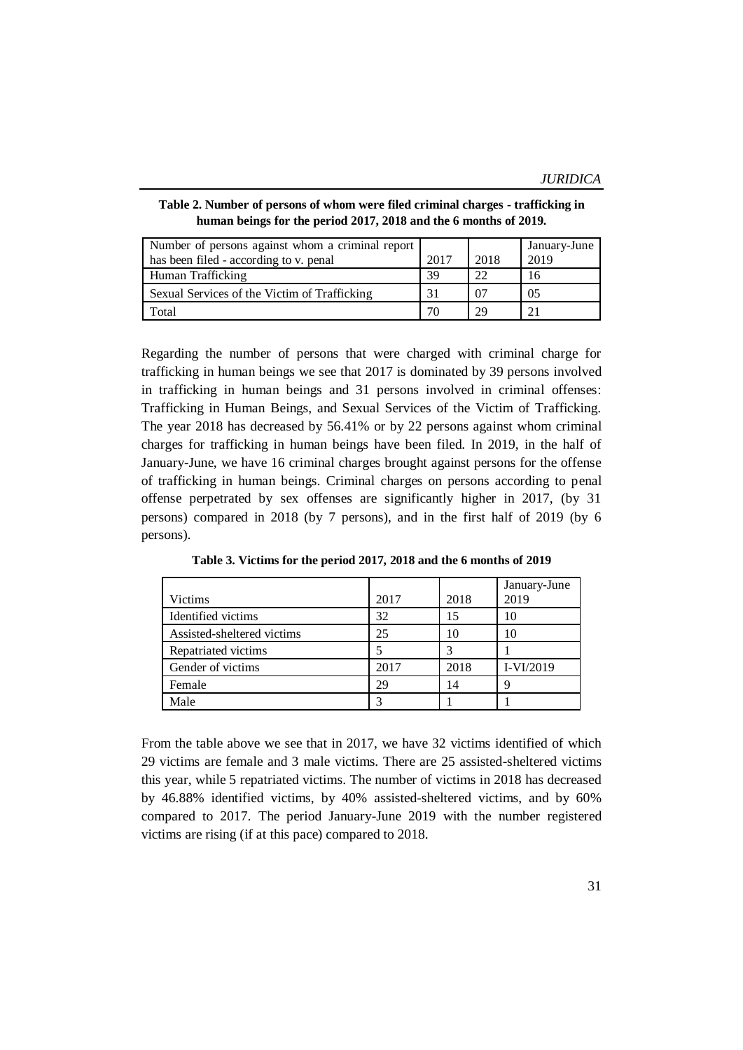**Table 2. Number of persons of whom were filed criminal charges - trafficking in human beings for the period 2017, 2018 and the 6 months of 2019.**

| Number of persons against whom a criminal report has been filed - according to v. penal | 2017 | 2018 | January-June 2019 |
|---|---|---|---|
| Human Trafficking | 39 | 22 | 16 |
| Sexual Services of the Victim of Trafficking | 31 | 07 | 05 |
| Total | 70 | 29 | 21 |

Regarding the number of persons that were charged with criminal charge for trafficking in human beings we see that 2017 is dominated by 39 persons involved in trafficking in human beings and 31 persons involved in criminal offenses: Trafficking in Human Beings, and Sexual Services of the Victim of Trafficking. The year 2018 has decreased by 56.41% or by 22 persons against whom criminal charges for trafficking in human beings have been filed. In 2019, in the half of January-June, we have 16 criminal charges brought against persons for the offense of trafficking in human beings. Criminal charges on persons according to penal offense perpetrated by sex offenses are significantly higher in 2017, (by 31 persons) compared in 2018 (by 7 persons), and in the first half of 2019 (by 6 persons).

**Table 3. Victims for the period 2017, 2018 and the 6 months of 2019**

| Victims | 2017 | 2018 | January-June 2019 |
|---|---|---|---|
| Identified victims | 32 | 15 | 10 |
| Assisted-sheltered victims | 25 | 10 | 10 |
| Repatriated victims | 5 | 3 | 1 |
| Gender of victims | 2017 | 2018 | I-VI/2019 |
| Female | 29 | 14 | 9 |
| Male | 3 | 1 | 1 |

From the table above we see that in 2017, we have 32 victims identified of which 29 victims are female and 3 male victims. There are 25 assisted-sheltered victims this year, while 5 repatriated victims. The number of victims in 2018 has decreased by 46.88% identified victims, by 40% assisted-sheltered victims, and by 60% compared to 2017. The period January-June 2019 with the number registered victims are rising (if at this pace) compared to 2018.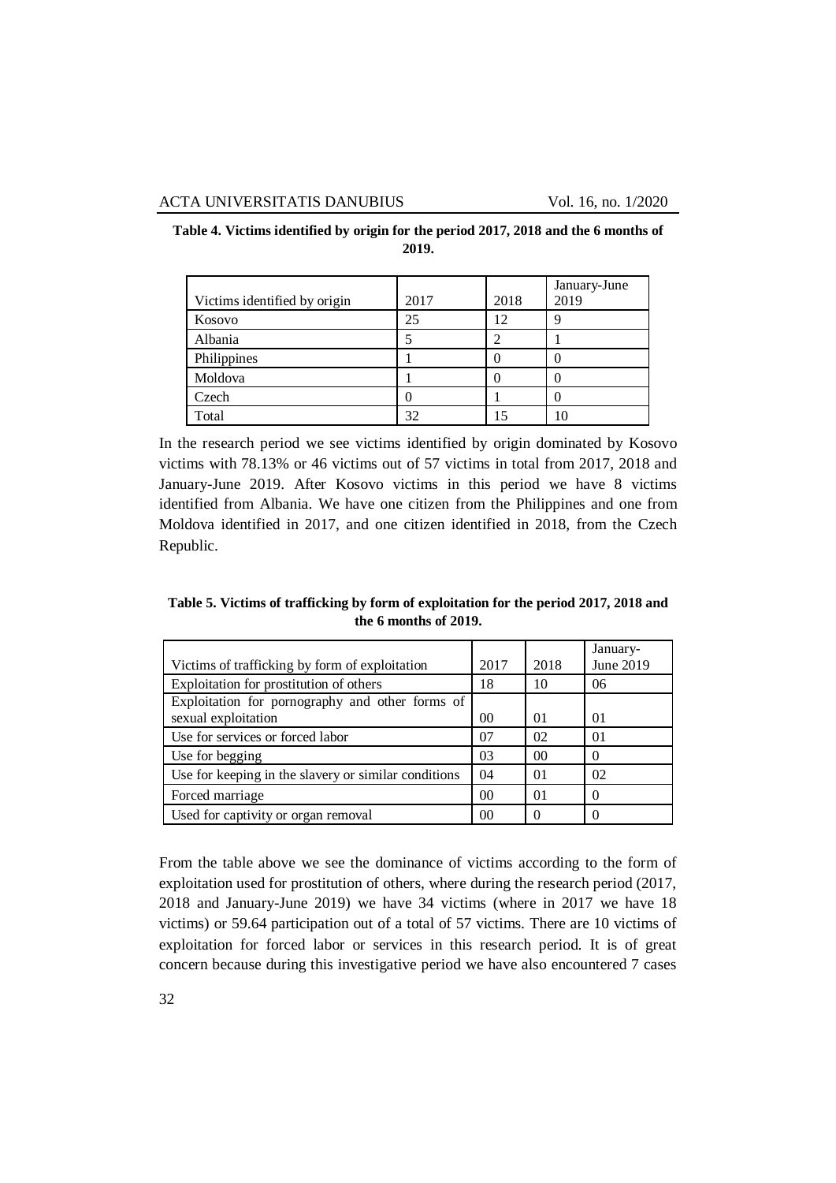**Table 4. Victims identified by origin for the period 2017, 2018 and the 6 months of 2019.**

| Victims identified by origin | 2017 | 2018 | January-June 2019 |
|---|---|---|---|
| Kosovo | 25 | 12 | 9 |
| Albania | 5 | 2 | 1 |
| Philippines | 1 | 0 | 0 |
| Moldova | 1 | 0 | 0 |
| Czech | 0 | 1 | 0 |
| Total | 32 | 15 | 10 |

In the research period we see victims identified by origin dominated by Kosovo victims with 78.13% or 46 victims out of 57 victims in total from 2017, 2018 and January-June 2019. After Kosovo victims in this period we have 8 victims identified from Albania. We have one citizen from the Philippines and one from Moldova identified in 2017, and one citizen identified in 2018, from the Czech Republic.

**Table 5. Victims of trafficking by form of exploitation for the period 2017, 2018 and the 6 months of 2019.**

| Victims of trafficking by form of exploitation | 2017 | 2018 | January-June 2019 |
|---|---|---|---|
| Exploitation for prostitution of others | 18 | 10 | 06 |
| Exploitation for pornography and other forms of sexual exploitation | 00 | 01 | 01 |
| Use for services or forced labor | 07 | 02 | 01 |
| Use for begging | 03 | 00 | 0 |
| Use for keeping in the slavery or similar conditions | 04 | 01 | 02 |
| Forced marriage | 00 | 01 | 0 |
| Used for captivity or organ removal | 00 | 0 | 0 |

From the table above we see the dominance of victims according to the form of exploitation used for prostitution of others, where during the research period (2017, 2018 and January-June 2019) we have 34 victims (where in 2017 we have 18 victims) or 59.64 participation out of a total of 57 victims. There are 10 victims of exploitation for forced labor or services in this research period. It is of great concern because during this investigative period we have also encountered 7 cases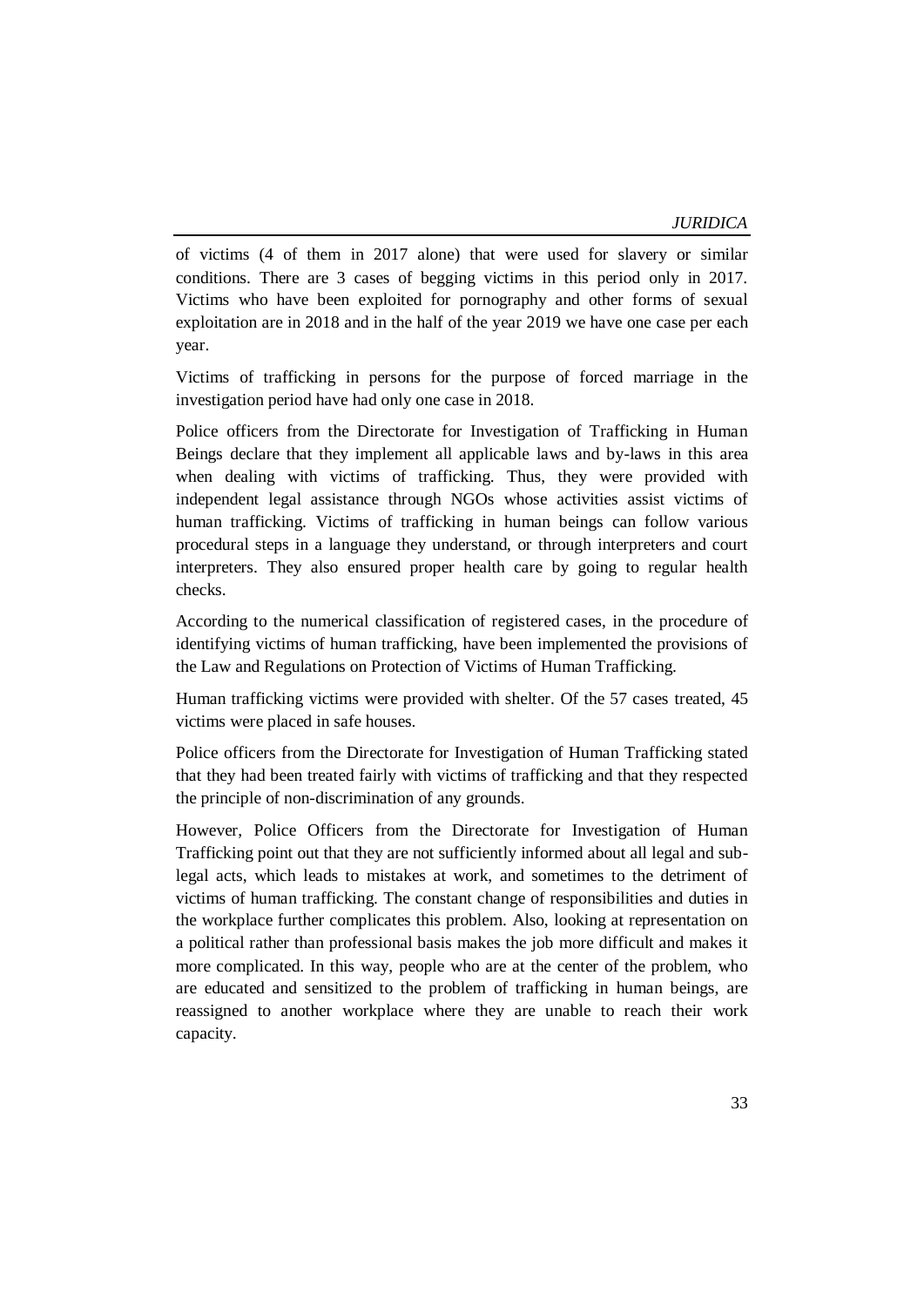of victims (4 of them in 2017 alone) that were used for slavery or similar conditions. There are 3 cases of begging victims in this period only in 2017. Victims who have been exploited for pornography and other forms of sexual exploitation are in 2018 and in the half of the year 2019 we have one case per each year.

Victims of trafficking in persons for the purpose of forced marriage in the investigation period have had only one case in 2018.

Police officers from the Directorate for Investigation of Trafficking in Human Beings declare that they implement all applicable laws and by-laws in this area when dealing with victims of trafficking. Thus, they were provided with independent legal assistance through NGOs whose activities assist victims of human trafficking. Victims of trafficking in human beings can follow various procedural steps in a language they understand, or through interpreters and court interpreters. They also ensured proper health care by going to regular health checks.

According to the numerical classification of registered cases, in the procedure of identifying victims of human trafficking, have been implemented the provisions of the Law and Regulations on Protection of Victims of Human Trafficking.

Human trafficking victims were provided with shelter. Of the 57 cases treated, 45 victims were placed in safe houses.

Police officers from the Directorate for Investigation of Human Trafficking stated that they had been treated fairly with victims of trafficking and that they respected the principle of non-discrimination of any grounds.

However, Police Officers from the Directorate for Investigation of Human Trafficking point out that they are not sufficiently informed about all legal and sub-legal acts, which leads to mistakes at work, and sometimes to the detriment of victims of human trafficking. The constant change of responsibilities and duties in the workplace further complicates this problem. Also, looking at representation on a political rather than professional basis makes the job more difficult and makes it more complicated. In this way, people who are at the center of the problem, who are educated and sensitized to the problem of trafficking in human beings, are reassigned to another workplace where they are unable to reach their work capacity.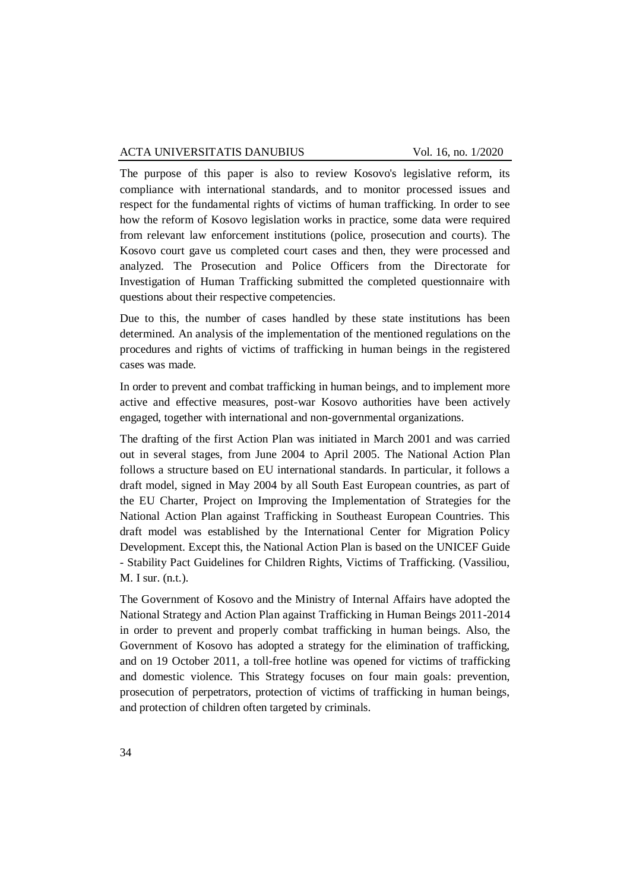The purpose of this paper is also to review Kosovo's legislative reform, its compliance with international standards, and to monitor processed issues and respect for the fundamental rights of victims of human trafficking. In order to see how the reform of Kosovo legislation works in practice, some data were required from relevant law enforcement institutions (police, prosecution and courts). The Kosovo court gave us completed court cases and then, they were processed and analyzed. The Prosecution and Police Officers from the Directorate for Investigation of Human Trafficking submitted the completed questionnaire with questions about their respective competencies.

Due to this, the number of cases handled by these state institutions has been determined. An analysis of the implementation of the mentioned regulations on the procedures and rights of victims of trafficking in human beings in the registered cases was made.

In order to prevent and combat trafficking in human beings, and to implement more active and effective measures, post-war Kosovo authorities have been actively engaged, together with international and non-governmental organizations.

The drafting of the first Action Plan was initiated in March 2001 and was carried out in several stages, from June 2004 to April 2005. The National Action Plan follows a structure based on EU international standards. In particular, it follows a draft model, signed in May 2004 by all South East European countries, as part of the EU Charter, Project on Improving the Implementation of Strategies for the National Action Plan against Trafficking in Southeast European Countries. This draft model was established by the International Center for Migration Policy Development. Except this, the National Action Plan is based on the UNICEF Guide - Stability Pact Guidelines for Children Rights, Victims of Trafficking. (Vassiliou, M. I sur. (n.t.).

The Government of Kosovo and the Ministry of Internal Affairs have adopted the National Strategy and Action Plan against Trafficking in Human Beings 2011-2014 in order to prevent and properly combat trafficking in human beings. Also, the Government of Kosovo has adopted a strategy for the elimination of trafficking, and on 19 October 2011, a toll-free hotline was opened for victims of trafficking and domestic violence. This Strategy focuses on four main goals: prevention, prosecution of perpetrators, protection of victims of trafficking in human beings, and protection of children often targeted by criminals.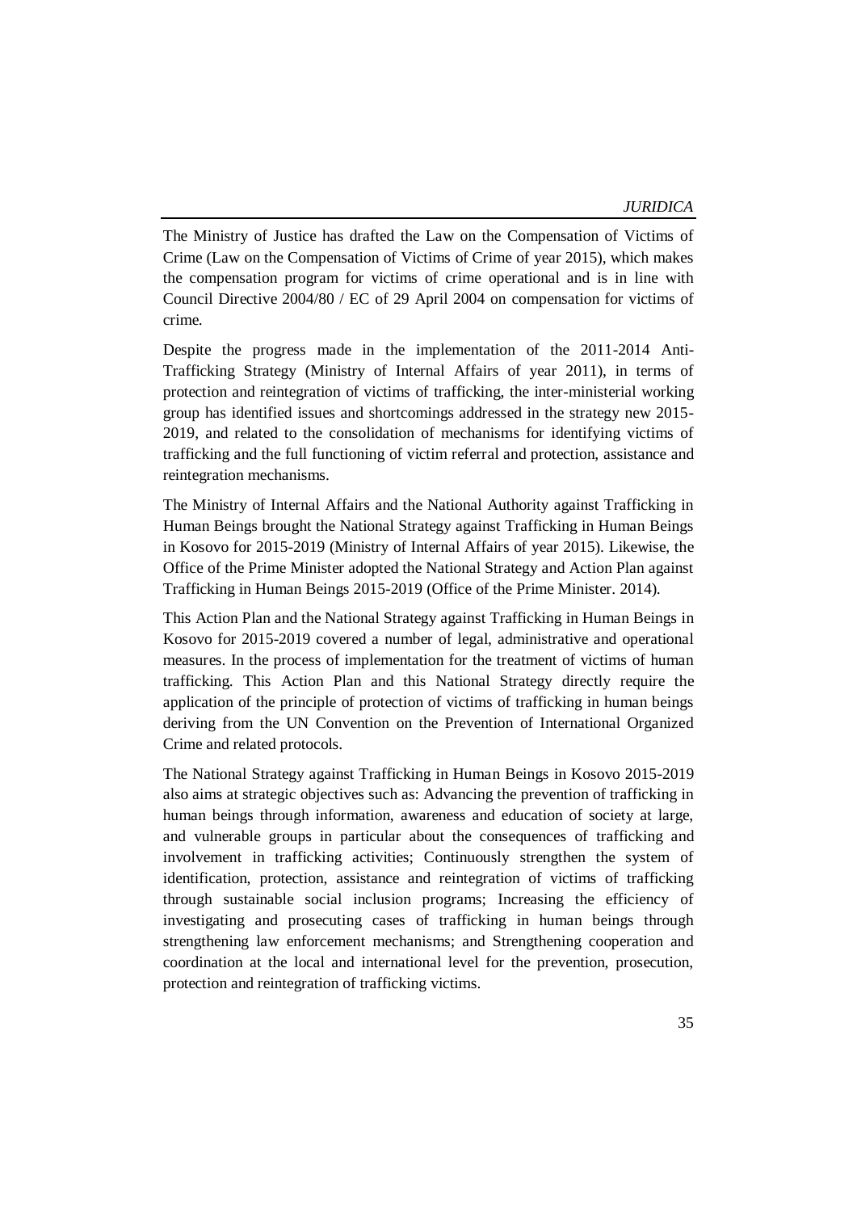The Ministry of Justice has drafted the Law on the Compensation of Victims of Crime (Law on the Compensation of Victims of Crime of year 2015), which makes the compensation program for victims of crime operational and is in line with Council Directive 2004/80 / EC of 29 April 2004 on compensation for victims of crime.

Despite the progress made in the implementation of the 2011-2014 Anti-Trafficking Strategy (Ministry of Internal Affairs of year 2011), in terms of protection and reintegration of victims of trafficking, the inter-ministerial working group has identified issues and shortcomings addressed in the strategy new 2015-2019, and related to the consolidation of mechanisms for identifying victims of trafficking and the full functioning of victim referral and protection, assistance and reintegration mechanisms.

The Ministry of Internal Affairs and the National Authority against Trafficking in Human Beings brought the National Strategy against Trafficking in Human Beings in Kosovo for 2015-2019 (Ministry of Internal Affairs of year 2015). Likewise, the Office of the Prime Minister adopted the National Strategy and Action Plan against Trafficking in Human Beings 2015-2019 (Office of the Prime Minister. 2014).

This Action Plan and the National Strategy against Trafficking in Human Beings in Kosovo for 2015-2019 covered a number of legal, administrative and operational measures. In the process of implementation for the treatment of victims of human trafficking. This Action Plan and this National Strategy directly require the application of the principle of protection of victims of trafficking in human beings deriving from the UN Convention on the Prevention of International Organized Crime and related protocols.

The National Strategy against Trafficking in Human Beings in Kosovo 2015-2019 also aims at strategic objectives such as: Advancing the prevention of trafficking in human beings through information, awareness and education of society at large, and vulnerable groups in particular about the consequences of trafficking and involvement in trafficking activities; Continuously strengthen the system of identification, protection, assistance and reintegration of victims of trafficking through sustainable social inclusion programs; Increasing the efficiency of investigating and prosecuting cases of trafficking in human beings through strengthening law enforcement mechanisms; and Strengthening cooperation and coordination at the local and international level for the prevention, prosecution, protection and reintegration of trafficking victims.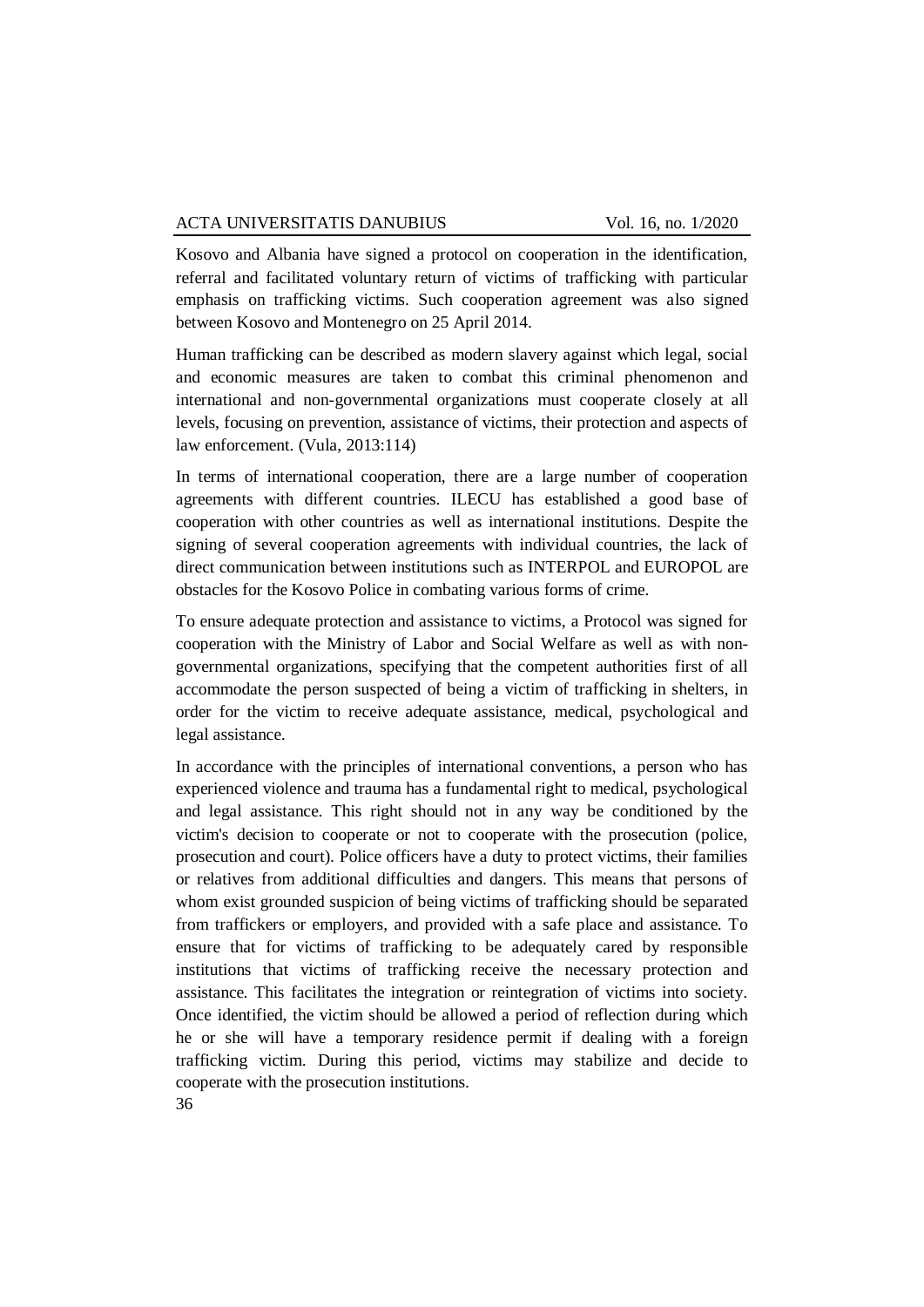Kosovo and Albania have signed a protocol on cooperation in the identification, referral and facilitated voluntary return of victims of trafficking with particular emphasis on trafficking victims. Such cooperation agreement was also signed between Kosovo and Montenegro on 25 April 2014.

Human trafficking can be described as modern slavery against which legal, social and economic measures are taken to combat this criminal phenomenon and international and non-governmental organizations must cooperate closely at all levels, focusing on prevention, assistance of victims, their protection and aspects of law enforcement. (Vula, 2013:114)

In terms of international cooperation, there are a large number of cooperation agreements with different countries. ILECU has established a good base of cooperation with other countries as well as international institutions. Despite the signing of several cooperation agreements with individual countries, the lack of direct communication between institutions such as INTERPOL and EUROPOL are obstacles for the Kosovo Police in combating various forms of crime.

To ensure adequate protection and assistance to victims, a Protocol was signed for cooperation with the Ministry of Labor and Social Welfare as well as with non-governmental organizations, specifying that the competent authorities first of all accommodate the person suspected of being a victim of trafficking in shelters, in order for the victim to receive adequate assistance, medical, psychological and legal assistance.

In accordance with the principles of international conventions, a person who has experienced violence and trauma has a fundamental right to medical, psychological and legal assistance. This right should not in any way be conditioned by the victim's decision to cooperate or not to cooperate with the prosecution (police, prosecution and court). Police officers have a duty to protect victims, their families or relatives from additional difficulties and dangers. This means that persons of whom exist grounded suspicion of being victims of trafficking should be separated from traffickers or employers, and provided with a safe place and assistance. To ensure that for victims of trafficking to be adequately cared by responsible institutions that victims of trafficking receive the necessary protection and assistance. This facilitates the integration or reintegration of victims into society. Once identified, the victim should be allowed a period of reflection during which he or she will have a temporary residence permit if dealing with a foreign trafficking victim. During this period, victims may stabilize and decide to cooperate with the prosecution institutions.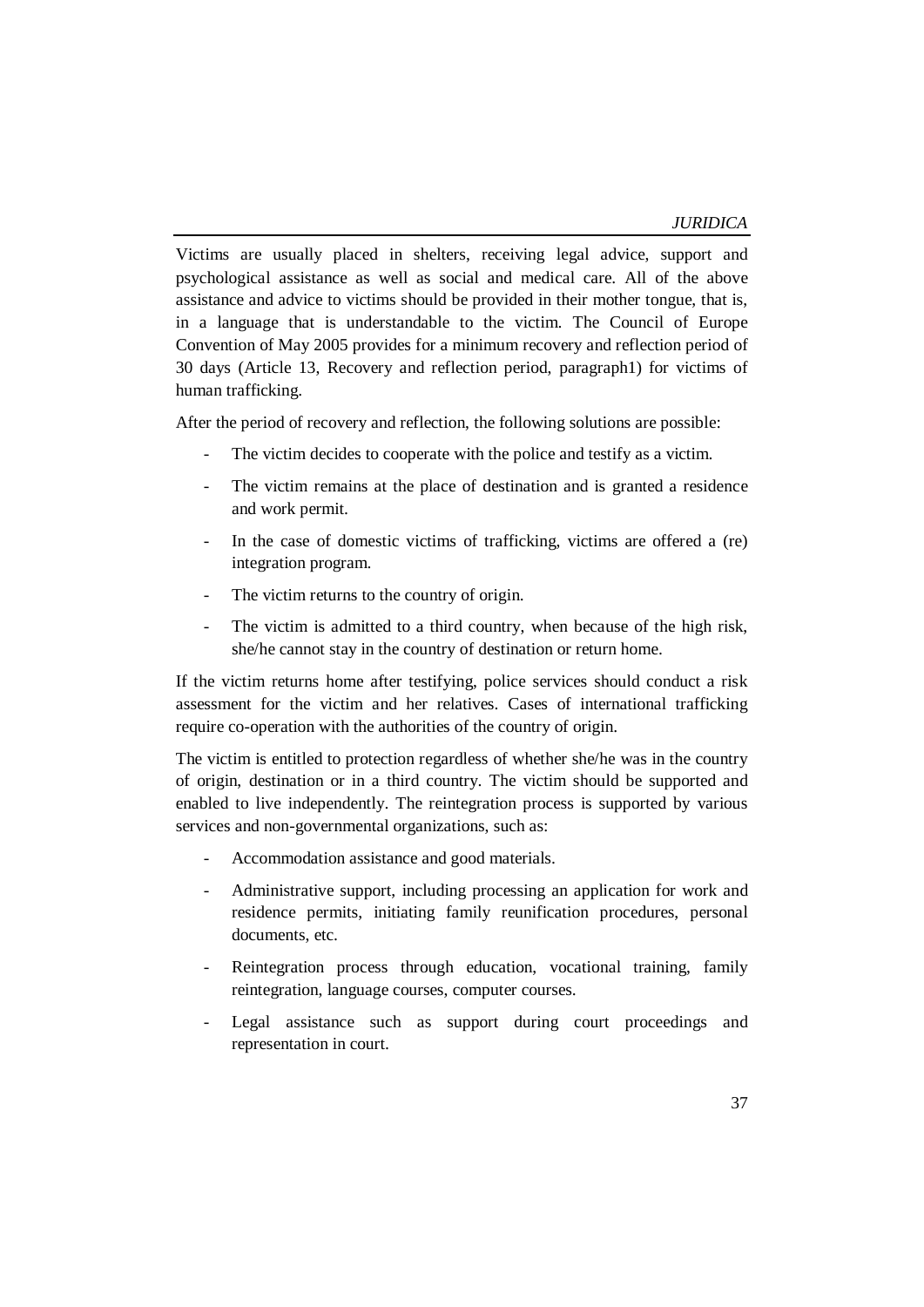Victims are usually placed in shelters, receiving legal advice, support and psychological assistance as well as social and medical care. All of the above assistance and advice to victims should be provided in their mother tongue, that is, in a language that is understandable to the victim. The Council of Europe Convention of May 2005 provides for a minimum recovery and reflection period of 30 days (Article 13, Recovery and reflection period, paragraph1) for victims of human trafficking.

After the period of recovery and reflection, the following solutions are possible:

- The victim decides to cooperate with the police and testify as a victim.
- The victim remains at the place of destination and is granted a residence and work permit.
- In the case of domestic victims of trafficking, victims are offered a (re) integration program.
- The victim returns to the country of origin.
- The victim is admitted to a third country, when because of the high risk, she/he cannot stay in the country of destination or return home.

If the victim returns home after testifying, police services should conduct a risk assessment for the victim and her relatives. Cases of international trafficking require co-operation with the authorities of the country of origin.

The victim is entitled to protection regardless of whether she/he was in the country of origin, destination or in a third country. The victim should be supported and enabled to live independently. The reintegration process is supported by various services and non-governmental organizations, such as:

- Accommodation assistance and good materials.
- Administrative support, including processing an application for work and residence permits, initiating family reunification procedures, personal documents, etc.
- Reintegration process through education, vocational training, family reintegration, language courses, computer courses.
- Legal assistance such as support during court proceedings and representation in court.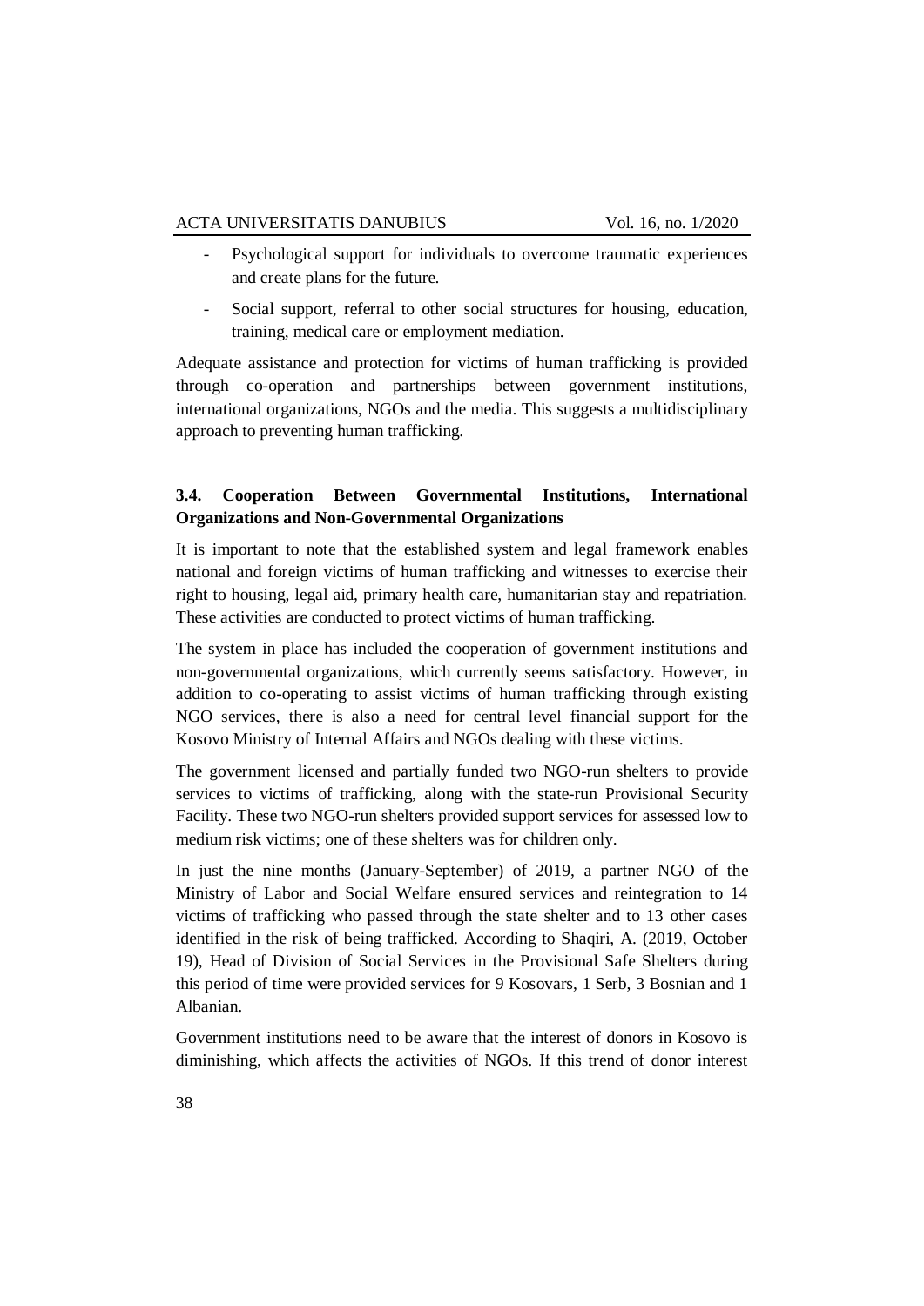- Psychological support for individuals to overcome traumatic experiences and create plans for the future.
- Social support, referral to other social structures for housing, education, training, medical care or employment mediation.

Adequate assistance and protection for victims of human trafficking is provided through co-operation and partnerships between government institutions, international organizations, NGOs and the media. This suggests a multidisciplinary approach to preventing human trafficking.

### 3.4. Cooperation Between Governmental Institutions, International Organizations and Non-Governmental Organizations

It is important to note that the established system and legal framework enables national and foreign victims of human trafficking and witnesses to exercise their right to housing, legal aid, primary health care, humanitarian stay and repatriation. These activities are conducted to protect victims of human trafficking.

The system in place has included the cooperation of government institutions and non-governmental organizations, which currently seems satisfactory. However, in addition to co-operating to assist victims of human trafficking through existing NGO services, there is also a need for central level financial support for the Kosovo Ministry of Internal Affairs and NGOs dealing with these victims.

The government licensed and partially funded two NGO-run shelters to provide services to victims of trafficking, along with the state-run Provisional Security Facility. These two NGO-run shelters provided support services for assessed low to medium risk victims; one of these shelters was for children only.

In just the nine months (January-September) of 2019, a partner NGO of the Ministry of Labor and Social Welfare ensured services and reintegration to 14 victims of trafficking who passed through the state shelter and to 13 other cases identified in the risk of being trafficked. According to Shaqiri, A. (2019, October 19), Head of Division of Social Services in the Provisional Safe Shelters during this period of time were provided services for 9 Kosovars, 1 Serb, 3 Bosnian and 1 Albanian.

Government institutions need to be aware that the interest of donors in Kosovo is diminishing, which affects the activities of NGOs. If this trend of donor interest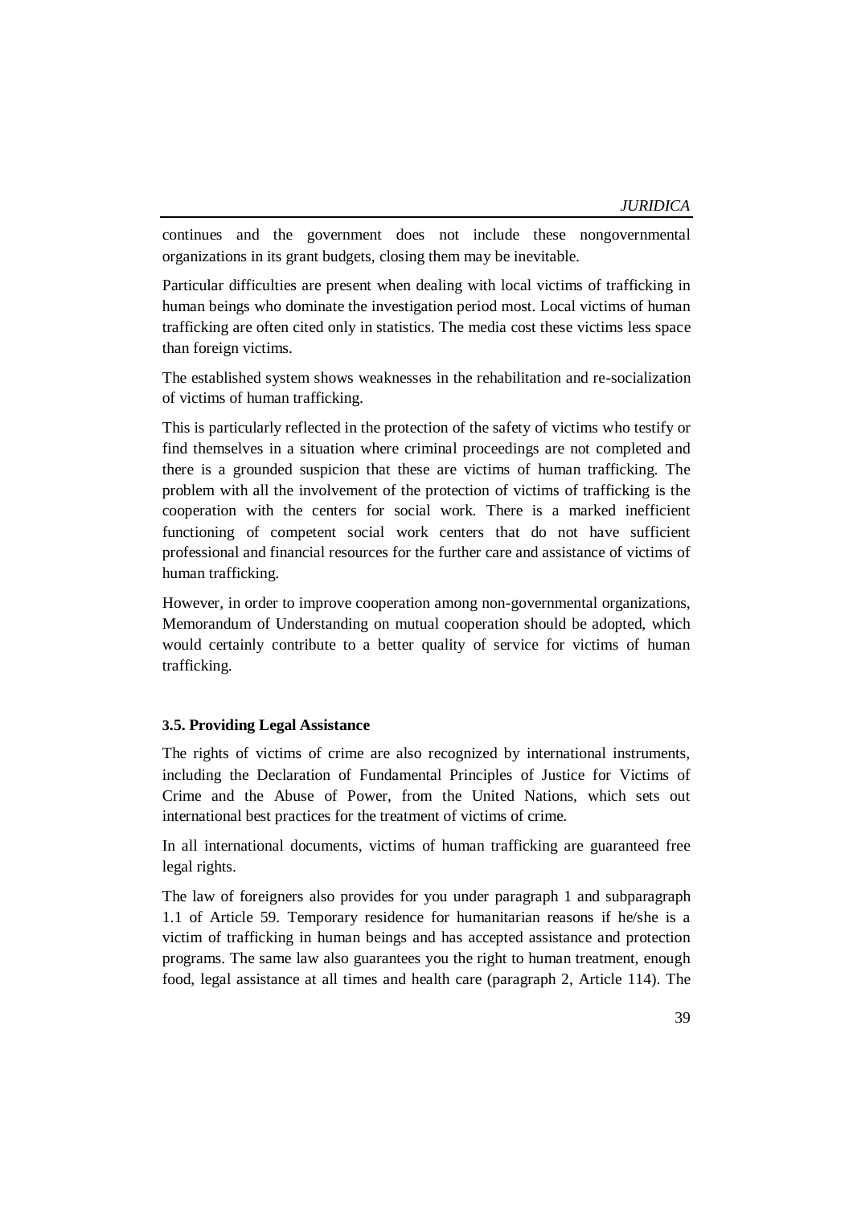continues and the government does not include these nongovernmental organizations in its grant budgets, closing them may be inevitable.

Particular difficulties are present when dealing with local victims of trafficking in human beings who dominate the investigation period most. Local victims of human trafficking are often cited only in statistics. The media cost these victims less space than foreign victims.

The established system shows weaknesses in the rehabilitation and re-socialization of victims of human trafficking.

This is particularly reflected in the protection of the safety of victims who testify or find themselves in a situation where criminal proceedings are not completed and there is a grounded suspicion that these are victims of human trafficking. The problem with all the involvement of the protection of victims of trafficking is the cooperation with the centers for social work. There is a marked inefficient functioning of competent social work centers that do not have sufficient professional and financial resources for the further care and assistance of victims of human trafficking.

However, in order to improve cooperation among non-governmental organizations, Memorandum of Understanding on mutual cooperation should be adopted, which would certainly contribute to a better quality of service for victims of human trafficking.

### 3.5. Providing Legal Assistance

The rights of victims of crime are also recognized by international instruments, including the Declaration of Fundamental Principles of Justice for Victims of Crime and the Abuse of Power, from the United Nations, which sets out international best practices for the treatment of victims of crime.

In all international documents, victims of human trafficking are guaranteed free legal rights.

The law of foreigners also provides for you under paragraph 1 and subparagraph 1.1 of Article 59. Temporary residence for humanitarian reasons if he/she is a victim of trafficking in human beings and has accepted assistance and protection programs. The same law also guarantees you the right to human treatment, enough food, legal assistance at all times and health care (paragraph 2, Article 114). The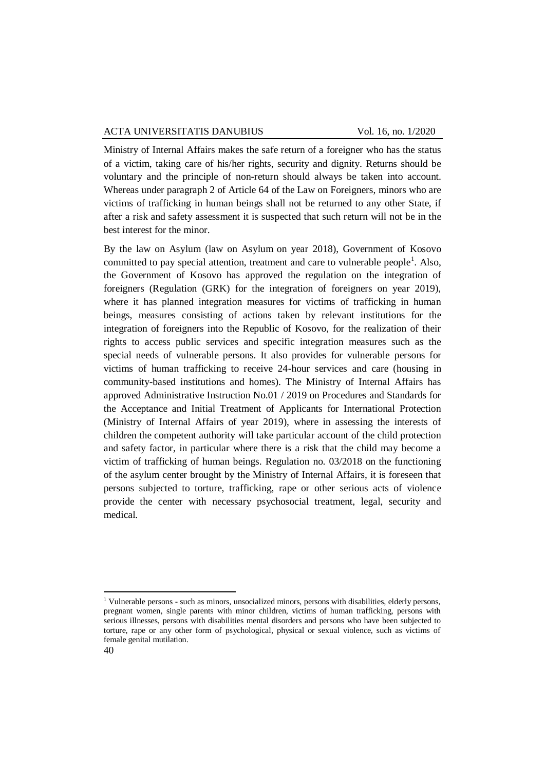Ministry of Internal Affairs makes the safe return of a foreigner who has the status of a victim, taking care of his/her rights, security and dignity. Returns should be voluntary and the principle of non-return should always be taken into account. Whereas under paragraph 2 of Article 64 of the Law on Foreigners, minors who are victims of trafficking in human beings shall not be returned to any other State, if after a risk and safety assessment it is suspected that such return will not be in the best interest for the minor.

By the law on Asylum (law on Asylum on year 2018), Government of Kosovo committed to pay special attention, treatment and care to vulnerable people[1]. Also, the Government of Kosovo has approved the regulation on the integration of foreigners (Regulation (GRK) for the integration of foreigners on year 2019), where it has planned integration measures for victims of trafficking in human beings, measures consisting of actions taken by relevant institutions for the integration of foreigners into the Republic of Kosovo, for the realization of their rights to access public services and specific integration measures such as the special needs of vulnerable persons. It also provides for vulnerable persons for victims of human trafficking to receive 24-hour services and care (housing in community-based institutions and homes). The Ministry of Internal Affairs has approved Administrative Instruction No.01 / 2019 on Procedures and Standards for the Acceptance and Initial Treatment of Applicants for International Protection (Ministry of Internal Affairs of year 2019), where in assessing the interests of children the competent authority will take particular account of the child protection and safety factor, in particular where there is a risk that the child may become a victim of trafficking of human beings. Regulation no. 03/2018 on the functioning of the asylum center brought by the Ministry of Internal Affairs, it is foreseen that persons subjected to torture, trafficking, rape or other serious acts of violence provide the center with necessary psychosocial treatment, legal, security and medical.

[1] Vulnerable persons - such as minors, unsocialized minors, persons with disabilities, elderly persons, pregnant women, single parents with minor children, victims of human trafficking, persons with serious illnesses, persons with disabilities mental disorders and persons who have been subjected to torture, rape or any other form of psychological, physical or sexual violence, such as victims of female genital mutilation.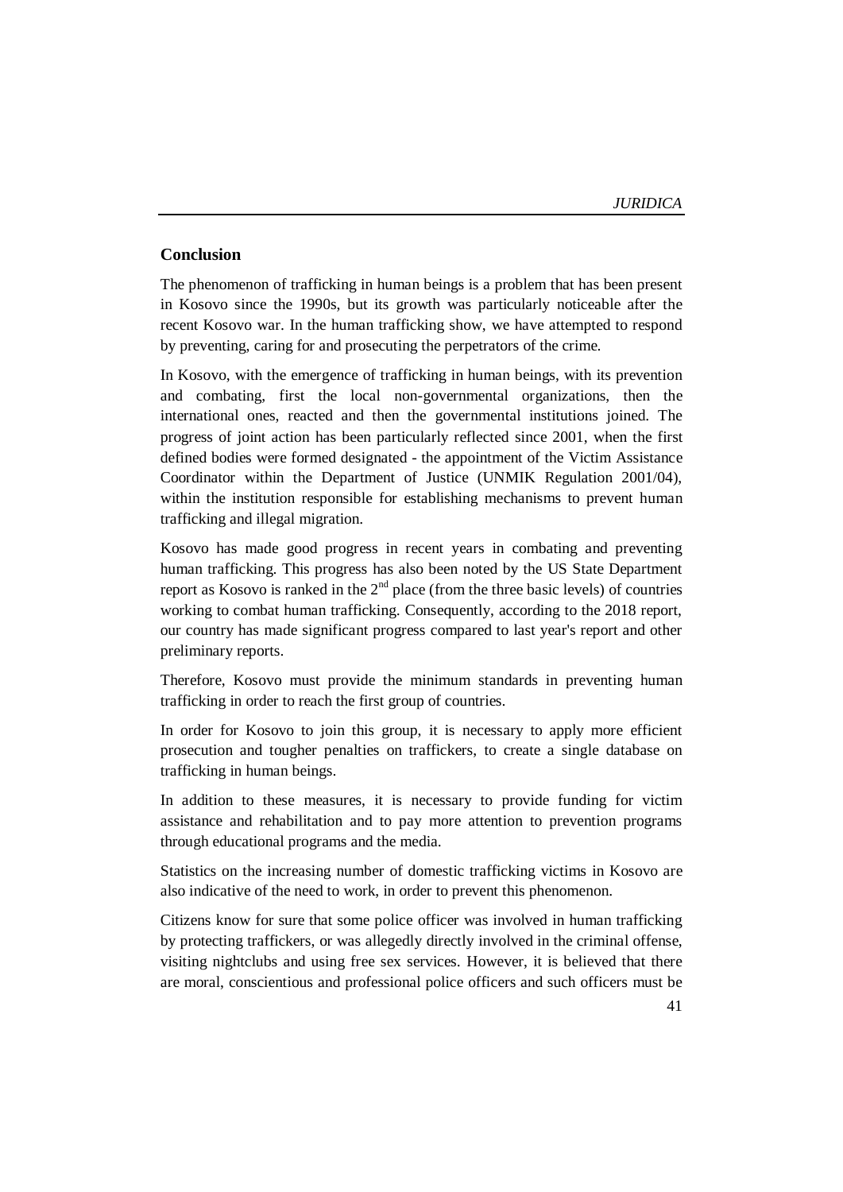## Conclusion

The phenomenon of trafficking in human beings is a problem that has been present in Kosovo since the 1990s, but its growth was particularly noticeable after the recent Kosovo war. In the human trafficking show, we have attempted to respond by preventing, caring for and prosecuting the perpetrators of the crime.

In Kosovo, with the emergence of trafficking in human beings, with its prevention and combating, first the local non-governmental organizations, then the international ones, reacted and then the governmental institutions joined. The progress of joint action has been particularly reflected since 2001, when the first defined bodies were formed designated - the appointment of the Victim Assistance Coordinator within the Department of Justice (UNMIK Regulation 2001/04), within the institution responsible for establishing mechanisms to prevent human trafficking and illegal migration.

Kosovo has made good progress in recent years in combating and preventing human trafficking. This progress has also been noted by the US State Department report as Kosovo is ranked in the 2nd place (from the three basic levels) of countries working to combat human trafficking. Consequently, according to the 2018 report, our country has made significant progress compared to last year's report and other preliminary reports.

Therefore, Kosovo must provide the minimum standards in preventing human trafficking in order to reach the first group of countries.

In order for Kosovo to join this group, it is necessary to apply more efficient prosecution and tougher penalties on traffickers, to create a single database on trafficking in human beings.

In addition to these measures, it is necessary to provide funding for victim assistance and rehabilitation and to pay more attention to prevention programs through educational programs and the media.

Statistics on the increasing number of domestic trafficking victims in Kosovo are also indicative of the need to work, in order to prevent this phenomenon.

Citizens know for sure that some police officer was involved in human trafficking by protecting traffickers, or was allegedly directly involved in the criminal offense, visiting nightclubs and using free sex services. However, it is believed that there are moral, conscientious and professional police officers and such officers must be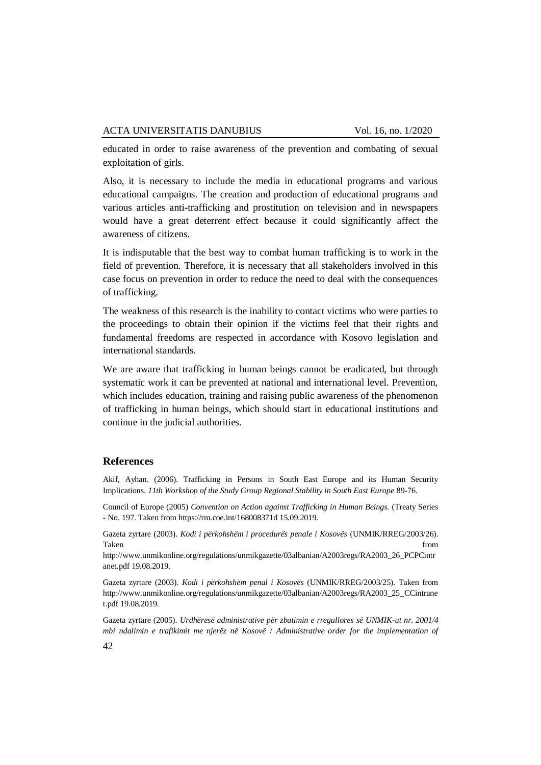educated in order to raise awareness of the prevention and combating of sexual exploitation of girls.

Also, it is necessary to include the media in educational programs and various educational campaigns. The creation and production of educational programs and various articles anti-trafficking and prostitution on television and in newspapers would have a great deterrent effect because it could significantly affect the awareness of citizens.

It is indisputable that the best way to combat human trafficking is to work in the field of prevention. Therefore, it is necessary that all stakeholders involved in this case focus on prevention in order to reduce the need to deal with the consequences of trafficking.

The weakness of this research is the inability to contact victims who were parties to the proceedings to obtain their opinion if the victims feel that their rights and fundamental freedoms are respected in accordance with Kosovo legislation and international standards.

We are aware that trafficking in human beings cannot be eradicated, but through systematic work it can be prevented at national and international level. Prevention, which includes education, training and raising public awareness of the phenomenon of trafficking in human beings, which should start in educational institutions and continue in the judicial authorities.

## References

Akif, Ayhan. (2006). Trafficking in Persons in South East Europe and its Human Security Implications. *11th Workshop of the Study Group Regional Stability in South East Europe* 89-76.

Council of Europe (2005) *Convention on Action against Trafficking in Human Beings.* (Treaty Series - No. 197. Taken from https://rm.coe.int/168008371d 15.09.2019.

Gazeta zyrtare (2003). *Kodi i përkohshëm i procedurës penale i Kosovës* (UNMIK/RREG/2003/26). Taken from http://www.unmikonline.org/regulations/unmikgazette/03albanian/A2003regs/RA2003_26_PCPCintranet.pdf 19.08.2019.

Gazeta zyrtare (2003). *Kodi i përkohshëm penal i Kosovës* (UNMIK/RREG/2003/25). Taken from http://www.unmikonline.org/regulations/unmikgazette/03albanian/A2003regs/RA2003_25_CCintranet.pdf 19.08.2019.

Gazeta zyrtare (2005). *Urdhëresë administrative për zbatimin e rregullores së UNMIK-ut nr. 2001/4 mbi ndalimin e trafikimit me njerëz në Kosovë* / *Administrative order for the implementation of*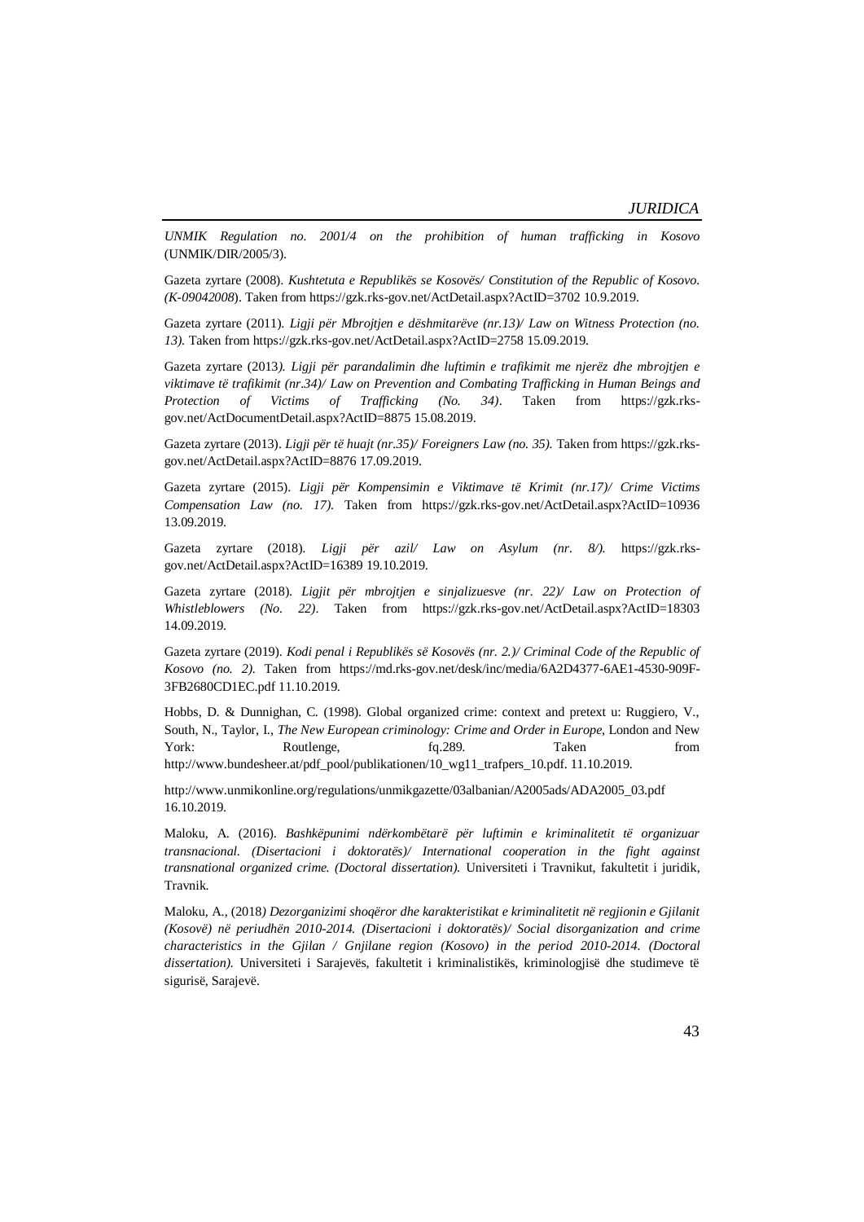*UNMIK Regulation no. 2001/4 on the prohibition of human trafficking in Kosovo* (UNMIK/DIR/2005/3).

Gazeta zyrtare (2008). *Kushtetuta e Republikës se Kosovës/ Constitution of the Republic of Kosovo. (K-09042008*). Taken from https://gzk.rks-gov.net/ActDetail.aspx?ActID=3702 10.9.2019.

Gazeta zyrtare (2011). *Ligji për Mbrojtjen e dëshmitarëve (nr.13)/ Law on Witness Protection (no. 13).* Taken from https://gzk.rks-gov.net/ActDetail.aspx?ActID=2758 15.09.2019.

Gazeta zyrtare (2013*). Ligji për parandalimin dhe luftimin e trafikimit me njerëz dhe mbrojtjen e viktimave të trafikimit (nr.34)/ Law on Prevention and Combating Trafficking in Human Beings and Protection of Victims of Trafficking (No. 34)*. Taken from https://gzk.rks-gov.net/ActDocumentDetail.aspx?ActID=8875 15.08.2019.

Gazeta zyrtare (2013). *Ligji për të huajt (nr.35)/ Foreigners Law (no. 35).* Taken from https://gzk.rks-gov.net/ActDetail.aspx?ActID=8876 17.09.2019.

Gazeta zyrtare (2015). *Ligji për Kompensimin e Viktimave të Krimit (nr.17)/ Crime Victims Compensation Law (no. 17).* Taken from https://gzk.rks-gov.net/ActDetail.aspx?ActID=10936 13.09.2019.

Gazeta zyrtare (2018). *Ligji për azil/ Law on Asylum (nr. 8/).* https://gzk.rks-gov.net/ActDetail.aspx?ActID=16389 19.10.2019.

Gazeta zyrtare (2018). *Ligjit për mbrojtjen e sinjalizuesve (nr. 22)/ Law on Protection of Whistleblowers (No. 22)*. Taken from https://gzk.rks-gov.net/ActDetail.aspx?ActID=18303 14.09.2019.

Gazeta zyrtare (2019). *Kodi penal i Republikës së Kosovës (nr. 2.)/ Criminal Code of the Republic of Kosovo (no. 2).* Taken from https://md.rks-gov.net/desk/inc/media/6A2D4377-6AE1-4530-909F-3FB2680CD1EC.pdf 11.10.2019.

Hobbs, D. & Dunnighan, C. (1998). Global organized crime: context and pretext u: Ruggiero, V., South, N., Taylor, I., *The New European criminology: Crime and Order in Europe*, London and New York: Routlenge, fq.289. Taken from http://www.bundesheer.at/pdf_pool/publikationen/10_wg11_trafpers_10.pdf. 11.10.2019.

http://www.unmikonline.org/regulations/unmikgazette/03albanian/A2005ads/ADA2005_03.pdf 16.10.2019.

Maloku, A. (2016). *Bashkëpunimi ndërkombëtarë për luftimin e kriminalitetit të organizuar transnacional. (Disertacioni i doktoratës)/ International cooperation in the fight against transnational organized crime. (Doctoral dissertation).* Universiteti i Travnikut, fakultetit i juridik, Travnik.

Maloku, A., (2018*) Dezorganizimi shoqëror dhe karakteristikat e kriminalitetit në regjionin e Gjilanit (Kosovë) në periudhën 2010-2014. (Disertacioni i doktoratës)/ Social disorganization and crime characteristics in the Gjilan / Gnjilane region (Kosovo) in the period 2010-2014. (Doctoral dissertation).* Universiteti i Sarajevës, fakultetit i kriminalistikës, kriminologjisë dhe studimeve të sigurisë, Sarajevë.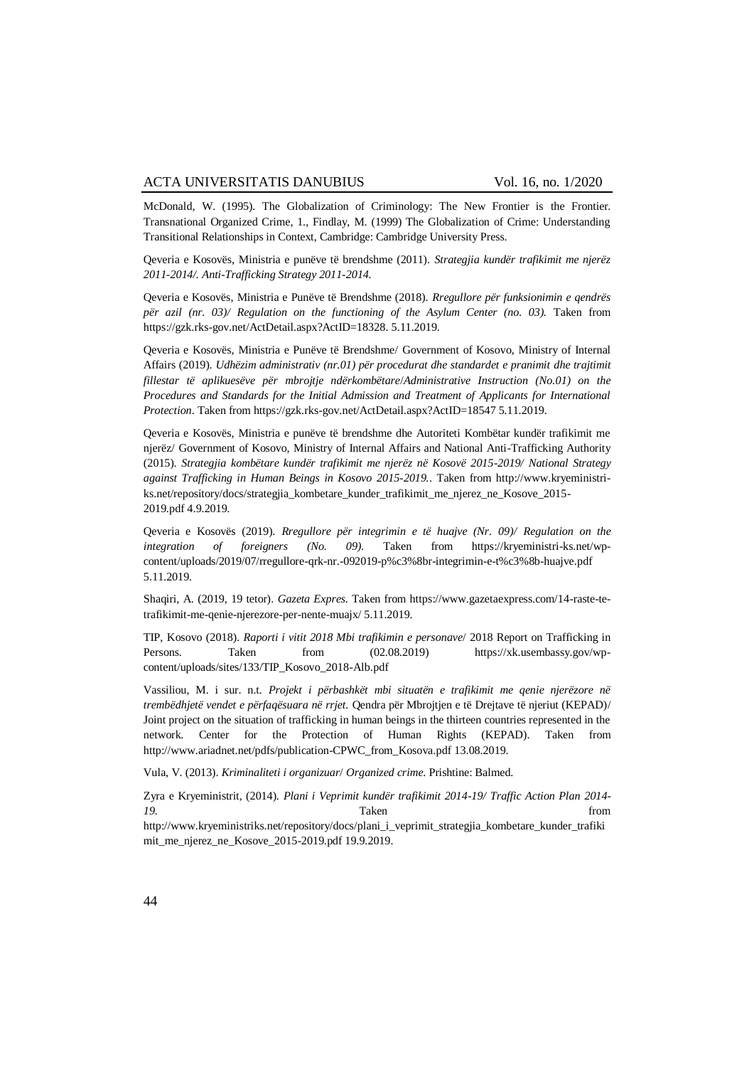McDonald, W. (1995). The Globalization of Criminology: The New Frontier is the Frontier. Transnational Organized Crime, 1., Findlay, M. (1999) The Globalization of Crime: Understanding Transitional Relationships in Context, Cambridge: Cambridge University Press.

Qeveria e Kosovës, Ministria e punëve të brendshme (2011). *Strategjia kundër trafikimit me njerëz 2011-2014/. Anti-Trafficking Strategy 2011-2014.*

Qeveria e Kosovës, Ministria e Punëve të Brendshme (2018). *Rregullore për funksionimin e qendrës për azil (nr. 03)/ Regulation on the functioning of the Asylum Center (no. 03).* Taken from https://gzk.rks-gov.net/ActDetail.aspx?ActID=18328. 5.11.2019.

Qeveria e Kosovës, Ministria e Punëve të Brendshme/ Government of Kosovo, Ministry of Internal Affairs (2019). *Udhëzim administrativ (nr.01) për procedurat dhe standardet e pranimit dhe trajtimit fillestar të aplikuesëve për mbrojtje ndërkombëtare/Administrative Instruction (No.01) on the Procedures and Standards for the Initial Admission and Treatment of Applicants for International Protection*. Taken from https://gzk.rks-gov.net/ActDetail.aspx?ActID=18547 5.11.2019.

Qeveria e Kosovës, Ministria e punëve të brendshme dhe Autoriteti Kombëtar kundër trafikimit me njerëz/ Government of Kosovo, Ministry of Internal Affairs and National Anti-Trafficking Authority (2015). *Strategjia kombëtare kundër trafikimit me njerëz në Kosovë 2015-2019/ National Strategy against Trafficking in Human Beings in Kosovo 2015-2019.*. Taken from http://www.kryeministri-ks.net/repository/docs/strategjia_kombetare_kunder_trafikimit_me_njerez_ne_Kosove_2015-2019.pdf 4.9.2019.

Qeveria e Kosovës (2019). *Rregullore për integrimin e të huajve (Nr. 09)/ Regulation on the integration of foreigners (No. 09).* Taken from https://kryeministri-ks.net/wp-content/uploads/2019/07/rregullore-qrk-nr.-092019-p%c3%8br-integrimin-e-t%c3%8b-huajve.pdf 5.11.2019.

Shaqiri, A. (2019, 19 tetor). *Gazeta Expres.* Taken from https://www.gazetaexpress.com/14-raste-te-trafikimit-me-qenie-njerezore-per-nente-muajx/ 5.11.2019.

TIP, Kosovo (2018). *Raporti i vitit 2018 Mbi trafikimin e personave*/ 2018 Report on Trafficking in Persons. Taken from (02.08.2019) https://xk.usembassy.gov/wp-content/uploads/sites/133/TIP_Kosovo_2018-Alb.pdf

Vassiliou, M. i sur. n.t. *Projekt i përbashkët mbi situatën e trafikimit me qenie njerëzore në trembëdhjetë vendet e përfaqësuara në rrjet.* Qendra për Mbrojtjen e të Drejtave të njeriut (KEPAD)/ Joint project on the situation of trafficking in human beings in the thirteen countries represented in the network. Center for the Protection of Human Rights (KEPAD). Taken from http://www.ariadnet.net/pdfs/publication-CPWC_from_Kosova.pdf 13.08.2019.

Vula, V. (2013). *Kriminaliteti i organizuar*/ *Organized crime*. Prishtine: Balmed.

Zyra e Kryeministrit, (2014). *Plani i Veprimit kundër trafikimit 2014-19/ Traffic Action Plan 2014-19.* Taken from http://www.kryeministriks.net/repository/docs/plani_i_veprimit_strategjia_kombetare_kunder_trafikimit_me_njerez_ne_Kosove_2015-2019.pdf 19.9.2019.